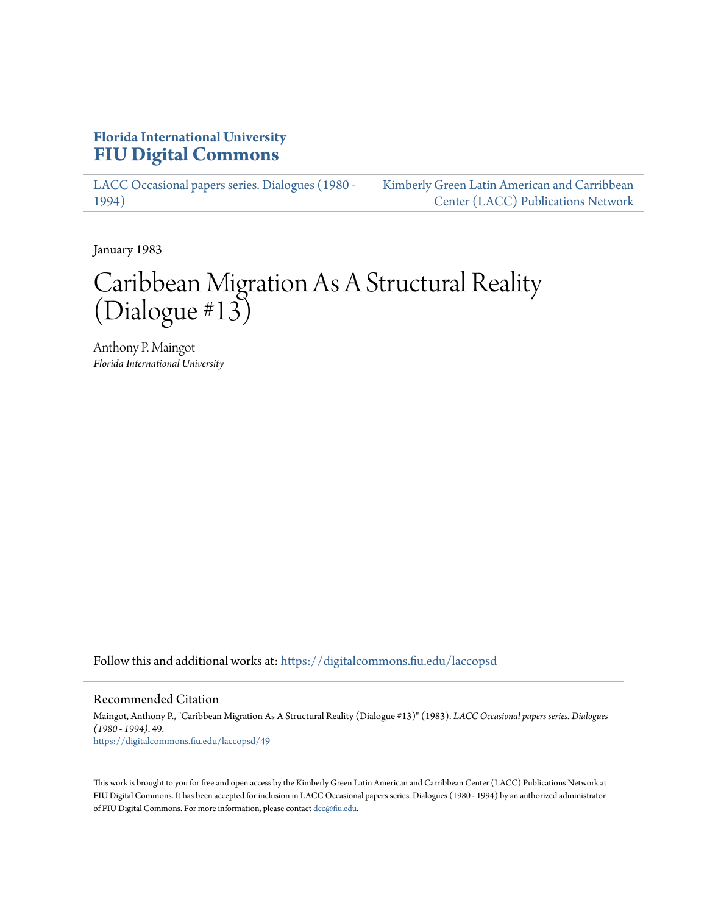**Florida International University**
**FIU Digital Commons**

LACC Occasional papers series. Dialogues (1980 - 1994)

Kimberly Green Latin American and Carribbean Center (LACC) Publications Network

January 1983

# Caribbean Migration As A Structural Reality (Dialogue #13)

Anthony P. Maingot
*Florida International University*

Follow this and additional works at: https://digitalcommons.fiu.edu/laccopsd

## Recommended Citation

Maingot, Anthony P., "Caribbean Migration As A Structural Reality (Dialogue #13)" (1983). *LACC Occasional papers series. Dialogues (1980 - 1994)*. 49.
https://digitalcommons.fiu.edu/laccopsd/49

This work is brought to you for free and open access by the Kimberly Green Latin American and Carribbean Center (LACC) Publications Network at FIU Digital Commons. It has been accepted for inclusion in LACC Occasional papers series. Dialogues (1980 - 1994) by an authorized administrator of FIU Digital Commons. For more information, please contact dcc@fiu.edu.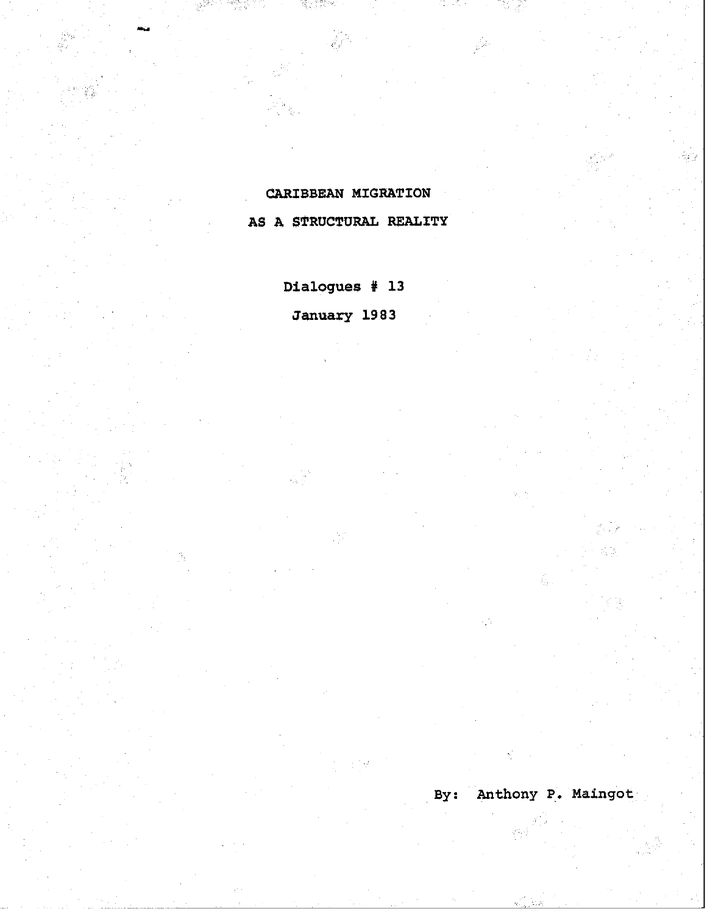# CARIBBEAN MIGRATION AS A STRUCTURAL REALITY

Dialogues # 13

January 1983

By: Anthony P. Maingot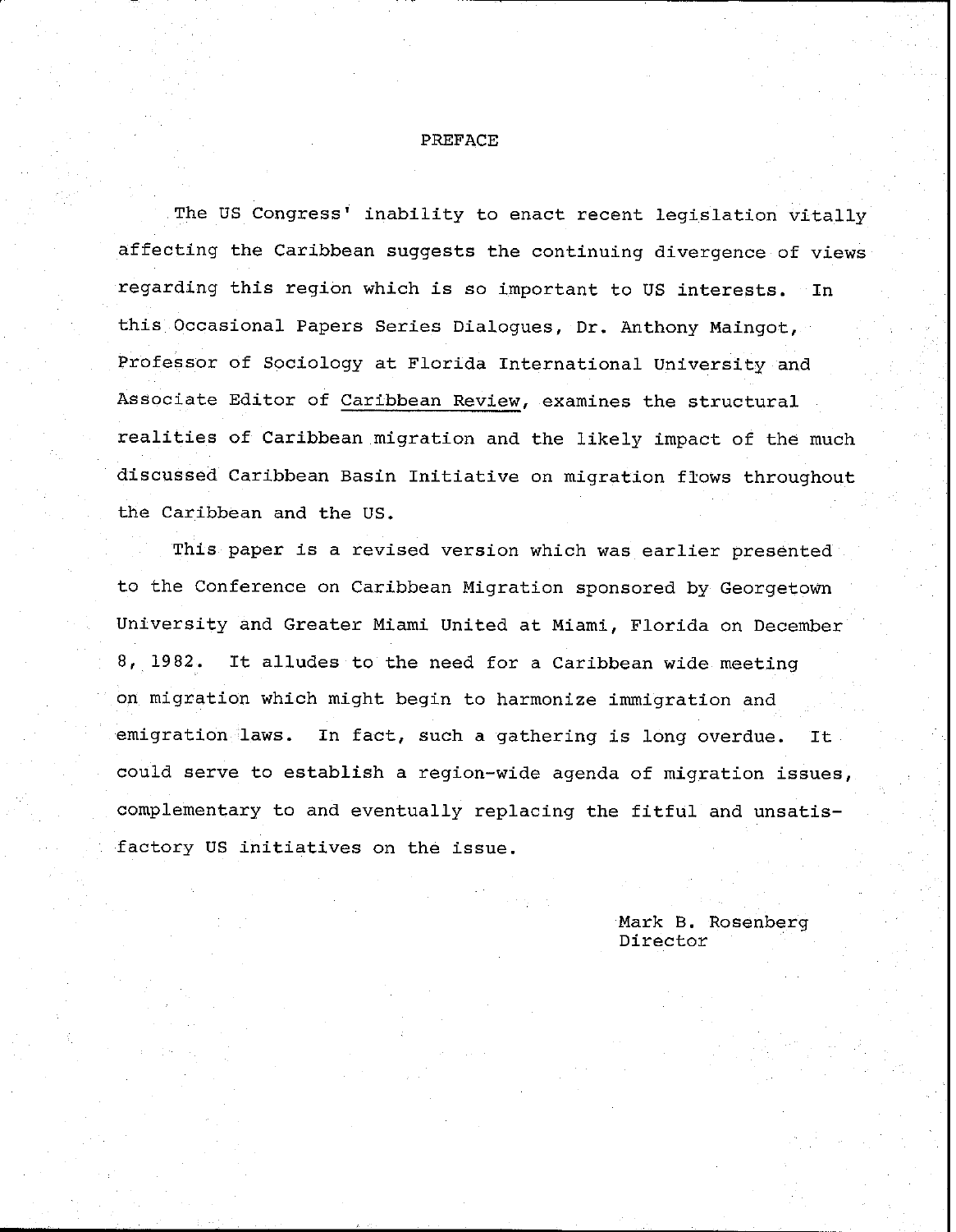# PREFACE

The US Congress' inability to enact recent legislation vitally affecting the Caribbean suggests the continuing divergence of views regarding this region which is so important to US interests. In this Occasional Papers Series Dialogues, Dr. Anthony Maingot, Professor of Sociology at Florida International University and Associate Editor of Caribbean Review, examines the structural realities of Caribbean migration and the likely impact of the much discussed Caribbean Basin Initiative on migration flows throughout the Caribbean and the US.

This paper is a revised version which was earlier presented to the Conference on Caribbean Migration sponsored by Georgetown University and Greater Miami United at Miami, Florida on December 8, 1982. It alludes to the need for a Caribbean wide meeting on migration which might begin to harmonize immigration and emigration laws. In fact, such a gathering is long overdue. It could serve to establish a region-wide agenda of migration issues, complementary to and eventually replacing the fitful and unsatisfactory US initiatives on the issue.

Mark B. Rosenberg
Director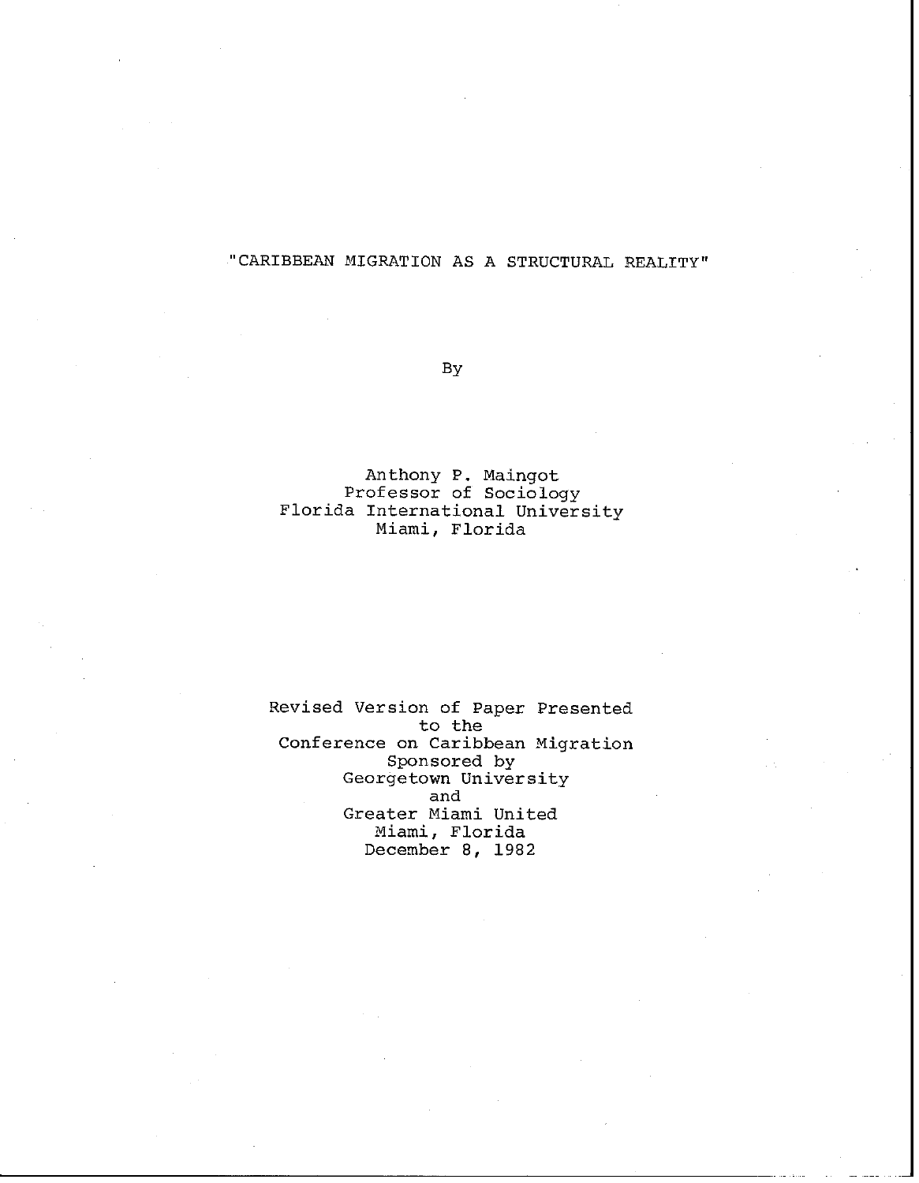# "CARIBBEAN MIGRATION AS A STRUCTURAL REALITY"

By

Anthony P. Maingot
Professor of Sociology
Florida International University
Miami, Florida

Revised Version of Paper Presented
to the
Conference on Caribbean Migration
Sponsored by
Georgetown University
and
Greater Miami United
Miami, Florida
December 8, 1982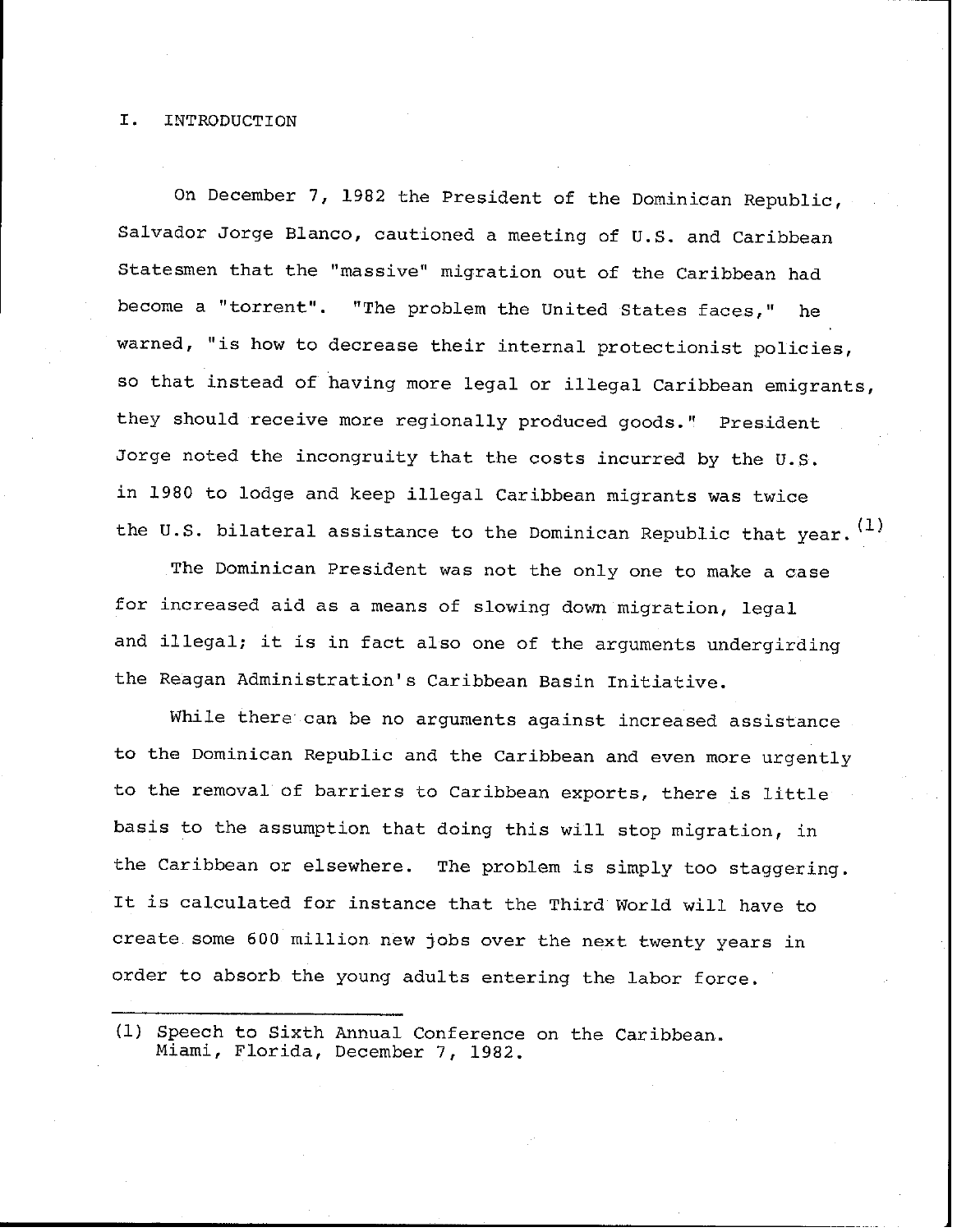# I. INTRODUCTION

On December 7, 1982 the President of the Dominican Republic, Salvador Jorge Blanco, cautioned a meeting of U.S. and Caribbean Statesmen that the "massive" migration out of the Caribbean had become a "torrent". "The problem the United States faces," he warned, "is how to decrease their internal protectionist policies, so that instead of having more legal or illegal Caribbean emigrants, they should receive more regionally produced goods." President Jorge noted the incongruity that the costs incurred by the U.S. in 1980 to lodge and keep illegal Caribbean migrants was twice the U.S. bilateral assistance to the Dominican Republic that year.(1)

The Dominican President was not the only one to make a case for increased aid as a means of slowing down migration, legal and illegal; it is in fact also one of the arguments undergirding the Reagan Administration's Caribbean Basin Initiative.

While there can be no arguments against increased assistance to the Dominican Republic and the Caribbean and even more urgently to the removal of barriers to Caribbean exports, there is little basis to the assumption that doing this will stop migration, in the Caribbean or elsewhere. The problem is simply too staggering. It is calculated for instance that the Third World will have to create some 600 million new jobs over the next twenty years in order to absorb the young adults entering the labor force.

---

(1) Speech to Sixth Annual Conference on the Caribbean. Miami, Florida, December 7, 1982.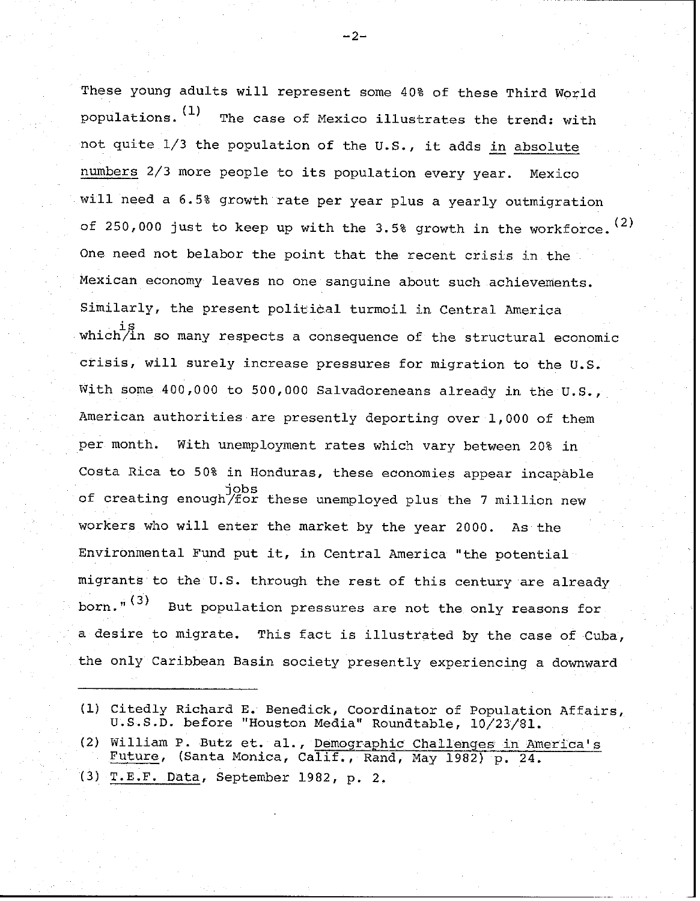These young adults will represent some 40% of these Third World populations.[1] The case of Mexico illustrates the trend: with not quite 1/3 the population of the U.S., it adds in absolute numbers 2/3 more people to its population every year. Mexico will need a 6.5% growth rate per year plus a yearly outmigration of 250,000 just to keep up with the 3.5% growth in the workforce.[2] One need not belabor the point that the recent crisis in the Mexican economy leaves no one sanguine about such achievements. Similarly, the present political turmoil in Central America which is in so many respects a consequence of the structural economic crisis, will surely increase pressures for migration to the U.S. With some 400,000 to 500,000 Salvadoreneans already in the U.S., American authorities are presently deporting over 1,000 of them per month. With unemployment rates which vary between 20% in Costa Rica to 50% in Honduras, these economies appear incapable of creating enough jobs for these unemployed plus the 7 million new workers who will enter the market by the year 2000. As the Environmental Fund put it, in Central America "the potential migrants to the U.S. through the rest of this century are already born."[3] But population pressures are not the only reasons for a desire to migrate. This fact is illustrated by the case of Cuba, the only Caribbean Basin society presently experiencing a downward

---

(1) Citedly Richard E. Benedick, Coordinator of Population Affairs, U.S.S.D. before "Houston Media" Roundtable, 10/23/81.

(2) William P. Butz et. al., Demographic Challenges in America's Future, (Santa Monica, Calif., Rand, May 1982) p. 24.

(3) T.E.F. Data, September 1982, p. 2.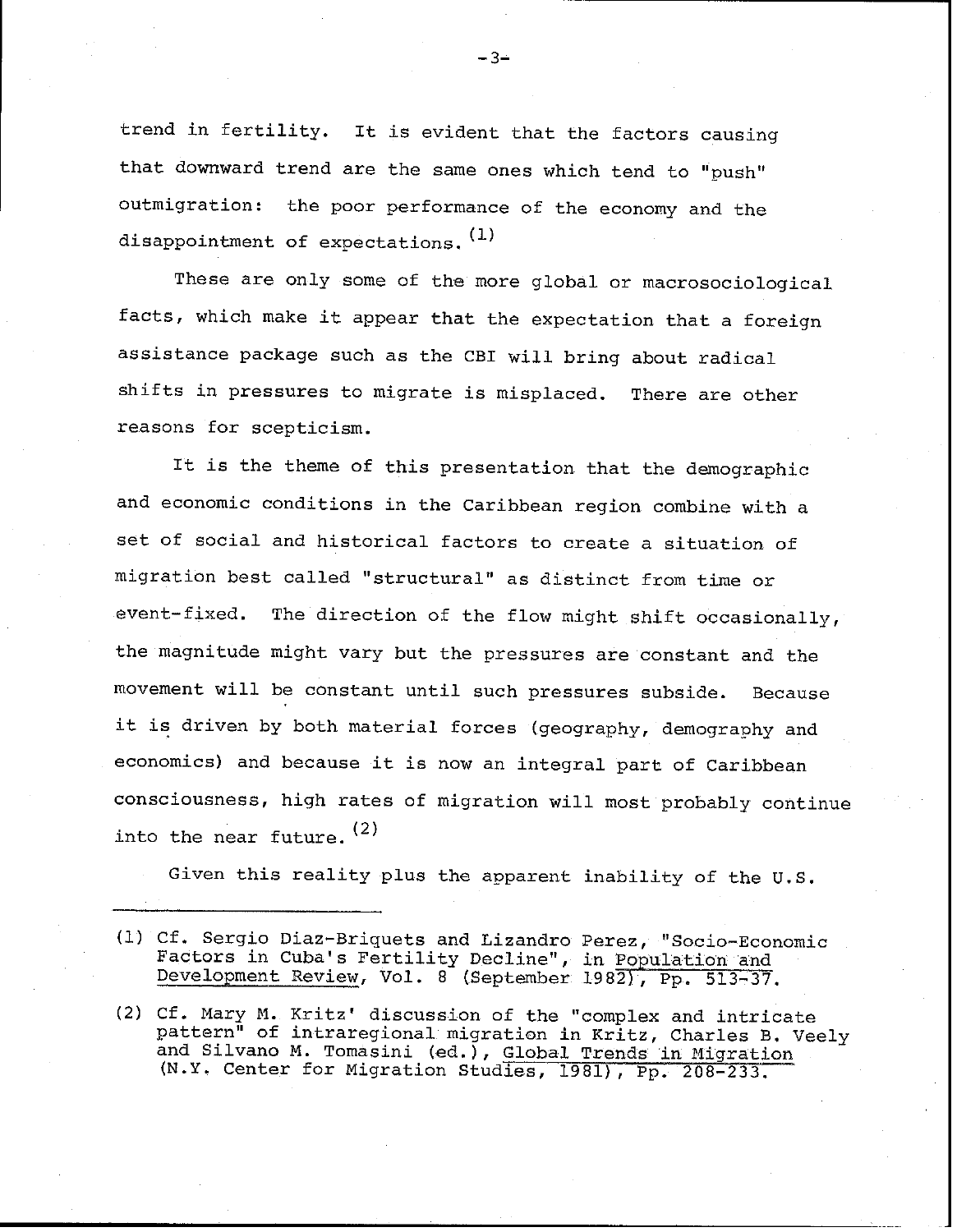trend in fertility. It is evident that the factors causing that downward trend are the same ones which tend to "push" outmigration: the poor performance of the economy and the disappointment of expectations.[1]

These are only some of the more global or macrosociological facts, which make it appear that the expectation that a foreign assistance package such as the CBI will bring about radical shifts in pressures to migrate is misplaced. There are other reasons for scepticism.

It is the theme of this presentation that the demographic and economic conditions in the Caribbean region combine with a set of social and historical factors to create a situation of migration best called "structural" as distinct from time or event-fixed. The direction of the flow might shift occasionally, the magnitude might vary but the pressures are constant and the movement will be constant until such pressures subside. Because it is driven by both material forces (geography, demography and economics) and because it is now an integral part of Caribbean consciousness, high rates of migration will most probably continue into the near future.[2]

Given this reality plus the apparent inability of the U.S.

---

(1) Cf. Sergio Diaz-Briquets and Lizandro Perez, "Socio-Economic Factors in Cuba's Fertility Decline", in Population and Development Review, Vol. 8 (September 1982), Pp. 513-37.

(2) Cf. Mary M. Kritz' discussion of the "complex and intricate pattern" of intraregional migration in Kritz, Charles B. Veely and Silvano M. Tomasini (ed.), Global Trends in Migration (N.Y. Center for Migration Studies, 1981), Pp. 208-233.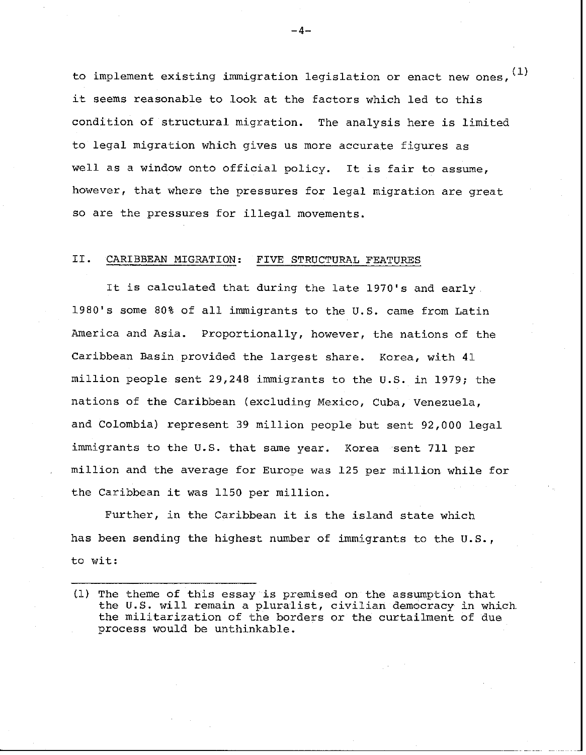to implement existing immigration legislation or enact new ones,[1] it seems reasonable to look at the factors which led to this condition of structural migration. The analysis here is limited to legal migration which gives us more accurate figures as well as a window onto official policy. It is fair to assume, however, that where the pressures for legal migration are great so are the pressures for illegal movements.

## II. CARIBBEAN MIGRATION: FIVE STRUCTURAL FEATURES

It is calculated that during the late 1970's and early 1980's some 80% of all immigrants to the U.S. came from Latin America and Asia. Proportionally, however, the nations of the Caribbean Basin provided the largest share. Korea, with 41 million people sent 29,248 immigrants to the U.S. in 1979; the nations of the Caribbean (excluding Mexico, Cuba, Venezuela, and Colombia) represent 39 million people but sent 92,000 legal immigrants to the U.S. that same year. Korea sent 711 per million and the average for Europe was 125 per million while for the Caribbean it was 1150 per million.

Further, in the Caribbean it is the island state which has been sending the highest number of immigrants to the U.S., to wit:

---

(1) The theme of this essay is premised on the assumption that the U.S. will remain a pluralist, civilian democracy in which the militarization of the borders or the curtailment of due process would be unthinkable.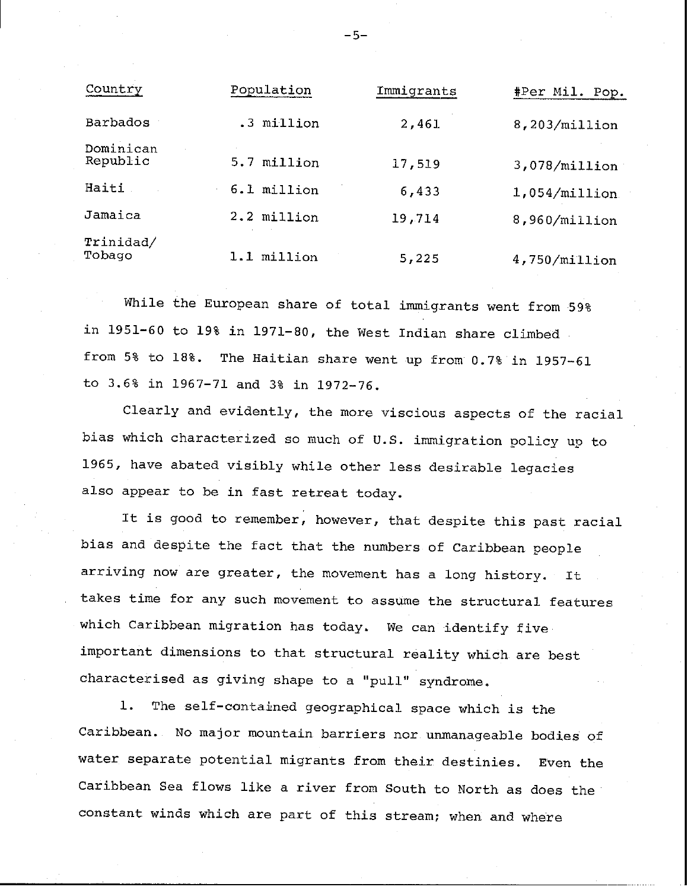| Country | Population | Immigrants | #Per Mil. Pop. |
|---|---|---|---|
| Barbados | .3 million | 2,461 | 8,203/million |
| Dominican Republic | 5.7 million | 17,519 | 3,078/million |
| Haiti | 6.1 million | 6,433 | 1,054/million |
| Jamaica | 2.2 million | 19,714 | 8,960/million |
| Trinidad/ Tobago | 1.1 million | 5,225 | 4,750/million |

While the European share of total immigrants went from 59% in 1951-60 to 19% in 1971-80, the West Indian share climbed from 5% to 18%. The Haitian share went up from 0.7% in 1957-61 to 3.6% in 1967-71 and 3% in 1972-76.

Clearly and evidently, the more viscious aspects of the racial bias which characterized so much of U.S. immigration policy up to 1965, have abated visibly while other less desirable legacies also appear to be in fast retreat today.

It is good to remember, however, that despite this past racial bias and despite the fact that the numbers of Caribbean people arriving now are greater, the movement has a long history. It takes time for any such movement to assume the structural features which Caribbean migration has today. We can identify five important dimensions to that structural reality which are best characterised as giving shape to a "pull" syndrome.

1. The self-contained geographical space which is the Caribbean. No major mountain barriers nor unmanageable bodies of water separate potential migrants from their destinies. Even the Caribbean Sea flows like a river from South to North as does the constant winds which are part of this stream; when and where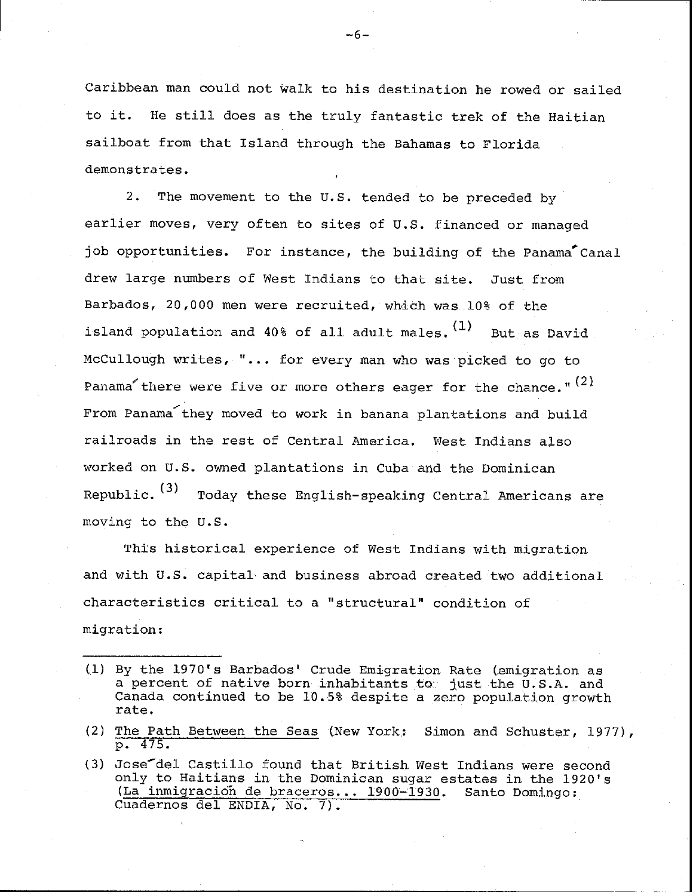Caribbean man could not walk to his destination he rowed or sailed to it. He still does as the truly fantastic trek of the Haitian sailboat from that Island through the Bahamas to Florida demonstrates.

2. The movement to the U.S. tended to be preceded by earlier moves, very often to sites of U.S. financed or managed job opportunities. For instance, the building of the Panama Canal drew large numbers of West Indians to that site. Just from Barbados, 20,000 men were recruited, which was 10% of the island population and 40% of all adult males.[1] But as David McCullough writes, "... for every man who was picked to go to Panama there were five or more others eager for the chance."[2] From Panama they moved to work in banana plantations and build railroads in the rest of Central America. West Indians also worked on U.S. owned plantations in Cuba and the Dominican Republic.[3] Today these English-speaking Central Americans are moving to the U.S.

This historical experience of West Indians with migration and with U.S. capital and business abroad created two additional characteristics critical to a "structural" condition of migration:

---

(1) By the 1970's Barbados' Crude Emigration Rate (emigration as a percent of native born inhabitants to just the U.S.A. and Canada continued to be 10.5% despite a zero population growth rate.

(2) The Path Between the Seas (New York: Simon and Schuster, 1977), p. 475.

(3) José del Castillo found that British West Indians were second only to Haitians in the Dominican sugar estates in the 1920's (La inmigración de braceros... 1900-1930. Santo Domingo: Cuadernos del ENDIA, No. 7).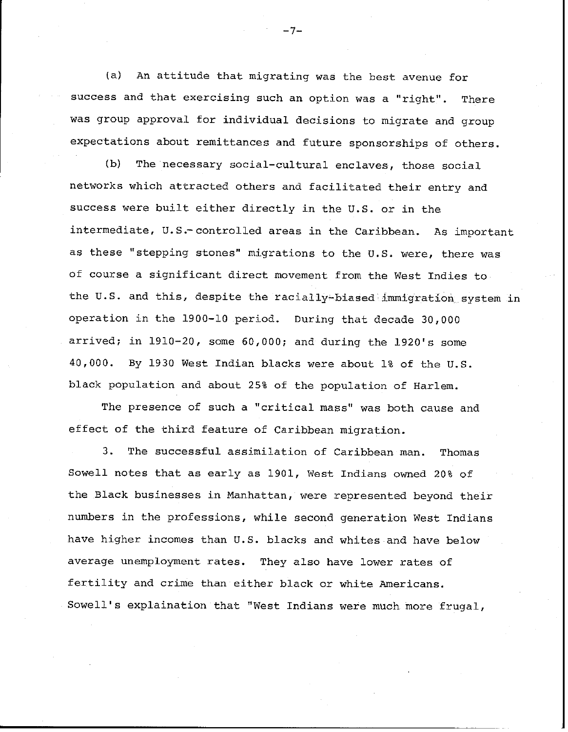(a) An attitude that migrating was the best avenue for success and that exercising such an option was a "right". There was group approval for individual decisions to migrate and group expectations about remittances and future sponsorships of others.

(b) The necessary social-cultural enclaves, those social networks which attracted others and facilitated their entry and success were built either directly in the U.S. or in the intermediate, U.S.-controlled areas in the Caribbean. As important as these "stepping stones" migrations to the U.S. were, there was of course a significant direct movement from the West Indies to the U.S. and this, despite the racially-biased immigration system in operation in the 1900-10 period. During that decade 30,000 arrived; in 1910-20, some 60,000; and during the 1920's some 40,000. By 1930 West Indian blacks were about 1% of the U.S. black population and about 25% of the population of Harlem.

The presence of such a "critical mass" was both cause and effect of the third feature of Caribbean migration.

3. The successful assimilation of Caribbean man. Thomas Sowell notes that as early as 1901, West Indians owned 20% of the Black businesses in Manhattan, were represented beyond their numbers in the professions, while second generation West Indians have higher incomes than U.S. blacks and whites and have below average unemployment rates. They also have lower rates of fertility and crime than either black or white Americans. Sowell's explaination that "West Indians were much more frugal,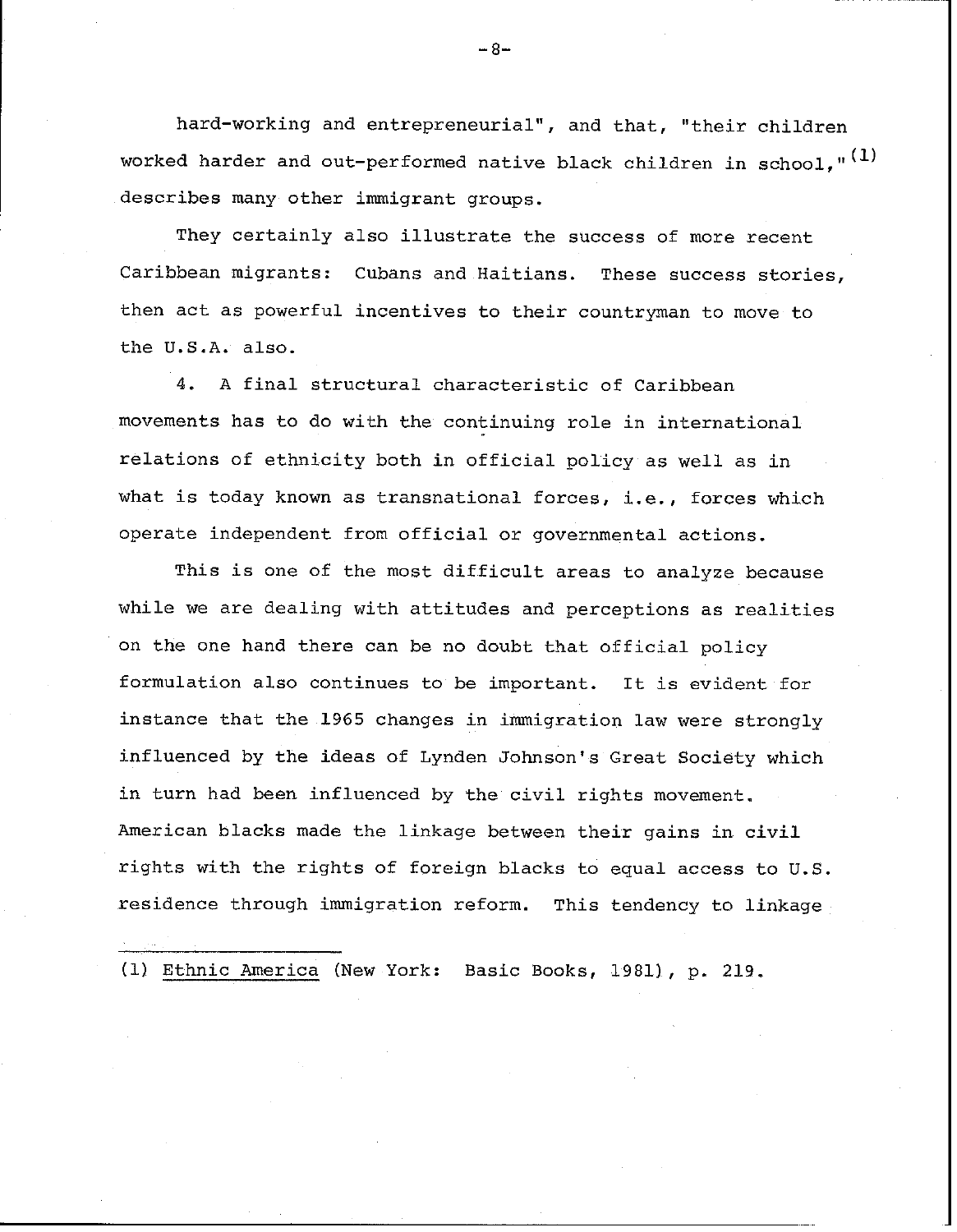hard-working and entrepreneurial", and that, "their children worked harder and out-performed native black children in school,"[1] describes many other immigrant groups.

They certainly also illustrate the success of more recent Caribbean migrants: Cubans and Haitians. These success stories, then act as powerful incentives to their countryman to move to the U.S.A. also.

4. A final structural characteristic of Caribbean movements has to do with the continuing role in international relations of ethnicity both in official policy as well as in what is today known as transnational forces, i.e., forces which operate independent from official or governmental actions.

This is one of the most difficult areas to analyze because while we are dealing with attitudes and perceptions as realities on the one hand there can be no doubt that official policy formulation also continues to be important. It is evident for instance that the 1965 changes in immigration law were strongly influenced by the ideas of Lynden Johnson's Great Society which in turn had been influenced by the civil rights movement. American blacks made the linkage between their gains in civil rights with the rights of foreign blacks to equal access to U.S. residence through immigration reform. This tendency to linkage

---

(1) Ethnic America (New York: Basic Books, 1981), p. 219.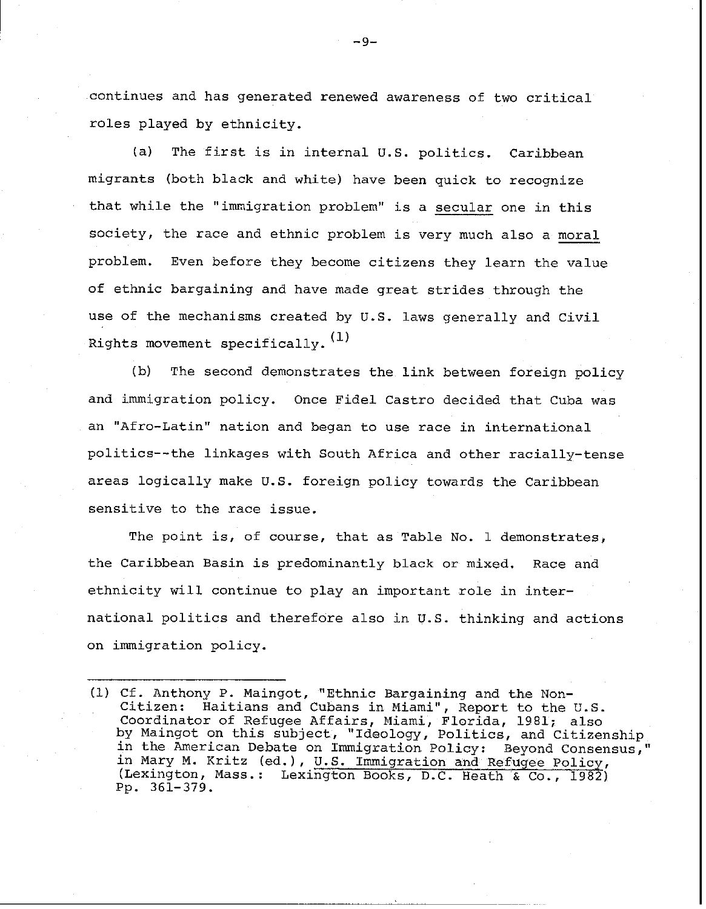continues and has generated renewed awareness of two critical roles played by ethnicity.

(a) The first is in internal U.S. politics. Caribbean migrants (both black and white) have been quick to recognize that while the "immigration problem" is a <u>secular</u> one in this society, the race and ethnic problem is very much also a <u>moral</u> problem. Even before they become citizens they learn the value of ethnic bargaining and have made great strides through the use of the mechanisms created by U.S. laws generally and Civil Rights movement specifically.[1]

(b) The second demonstrates the link between foreign policy and immigration policy. Once Fidel Castro decided that Cuba was an "Afro-Latin" nation and began to use race in international politics--the linkages with South Africa and other racially-tense areas logically make U.S. foreign policy towards the Caribbean sensitive to the race issue.

The point is, of course, that as Table No. 1 demonstrates, the Caribbean Basin is predominantly black or mixed. Race and ethnicity will continue to play an important role in international politics and therefore also in U.S. thinking and actions on immigration policy.

---

(1) Cf. Anthony P. Maingot, "Ethnic Bargaining and the Non-Citizen: Haitians and Cubans in Miami", Report to the U.S. Coordinator of Refugee Affairs, Miami, Florida, 1981; also by Maingot on this subject, "Ideology, Politics, and Citizenship in the American Debate on Immigration Policy: Beyond Consensus," in Mary M. Kritz (ed.), <u>U.S. Immigration and Refugee Policy</u>, (Lexington, Mass.: Lexington Books, D.C. Heath & Co., 1982) Pp. 361-379.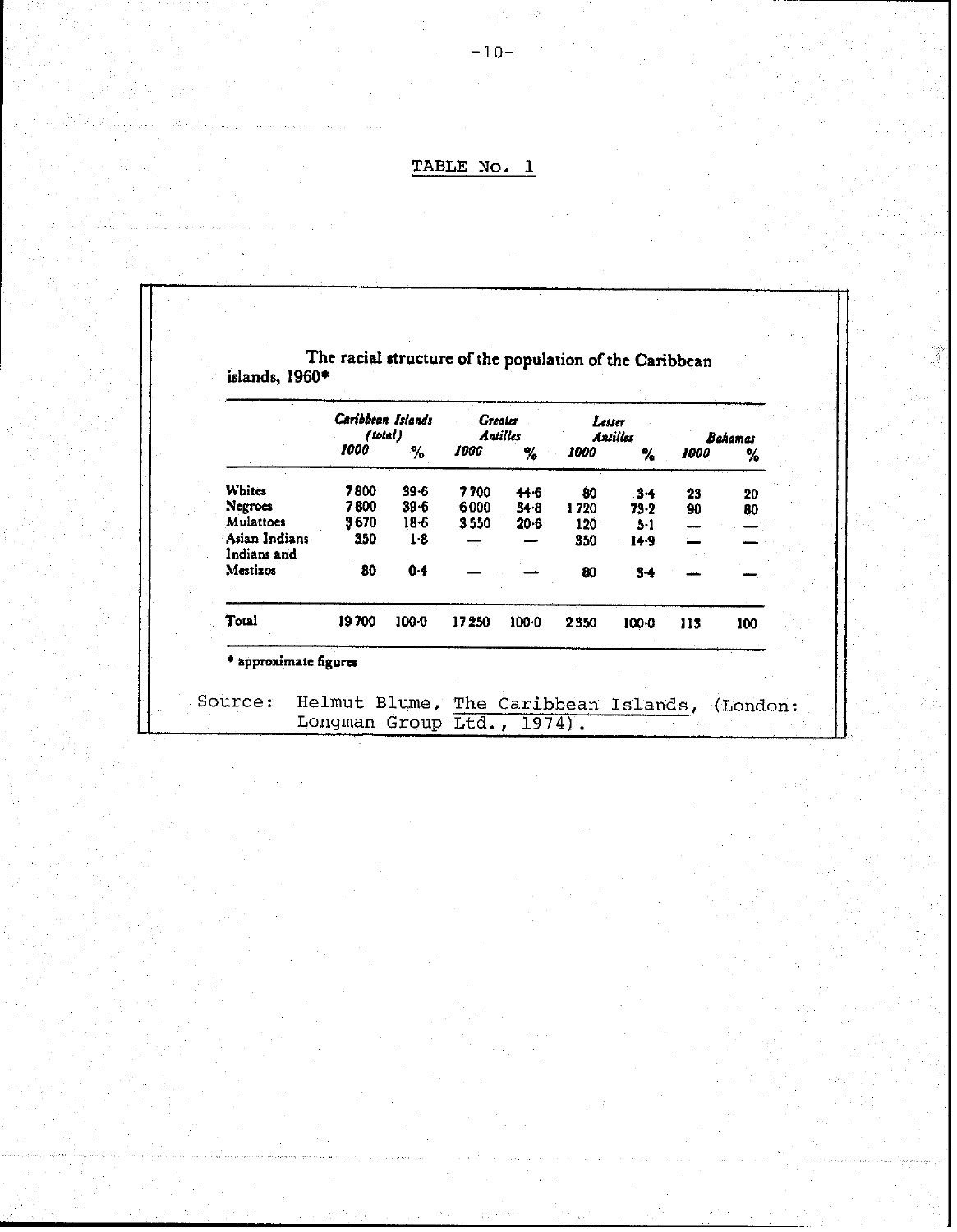TABLE No. 1

The racial structure of the population of the Caribbean islands, 1960*

| | Caribbean Islands (total) | | Greater Antilles | | Lesser Antilles | | Bahamas | |
|---|---|---|---|---|---|---|---|---|
| | 1000 | % | 1000 | % | 1000 | % | 1000 | % |
| Whites | 7800 | 39·6 | 7700 | 44·6 | 80 | 3·4 | 23 | 20 |
| Negroes | 7800 | 39·6 | 6000 | 34·8 | 1720 | 73·2 | 90 | 80 |
| Mulattoes | 3670 | 18·6 | 3550 | 20·6 | 120 | 5·1 | — | — |
| Asian Indians | 350 | 1·8 | — | — | 350 | 14·9 | — | — |
| Indians and Mestizos | 80 | 0·4 | — | — | 80 | 3·4 | — | — |
| Total | 19700 | 100·0 | 17250 | 100·0 | 2350 | 100·0 | 113 | 100 |

* approximate figures

Source: Helmut Blume, The Caribbean Islands, (London: Longman Group Ltd., 1974).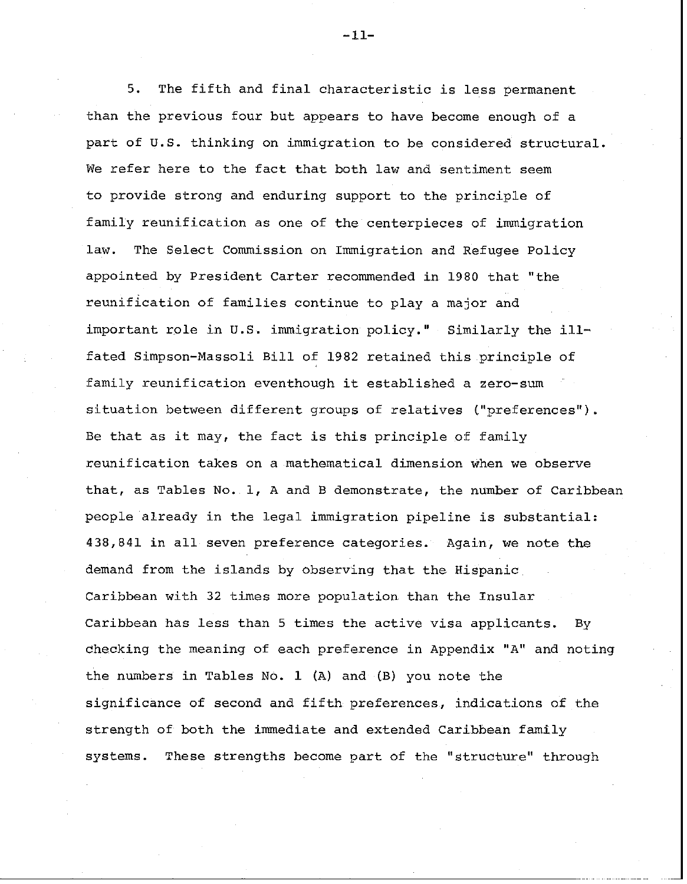5. The fifth and final characteristic is less permanent than the previous four but appears to have become enough of a part of U.S. thinking on immigration to be considered structural. We refer here to the fact that both law and sentiment seem to provide strong and enduring support to the principle of family reunification as one of the centerpieces of immigration law. The Select Commission on Immigration and Refugee Policy appointed by President Carter recommended in 1980 that "the reunification of families continue to play a major and important role in U.S. immigration policy." Similarly the ill-fated Simpson-Massoli Bill of 1982 retained this principle of family reunification eventhough it established a zero-sum situation between different groups of relatives ("preferences"). Be that as it may, the fact is this principle of family reunification takes on a mathematical dimension when we observe that, as Tables No. 1, A and B demonstrate, the number of Caribbean people already in the legal immigration pipeline is substantial: 438,841 in all seven preference categories. Again, we note the demand from the islands by observing that the Hispanic Caribbean with 32 times more population than the Insular Caribbean has less than 5 times the active visa applicants. By checking the meaning of each preference in Appendix "A" and noting the numbers in Tables No. 1 (A) and (B) you note the significance of second and fifth preferences, indications of the strength of both the immediate and extended Caribbean family systems. These strengths become part of the "structure" through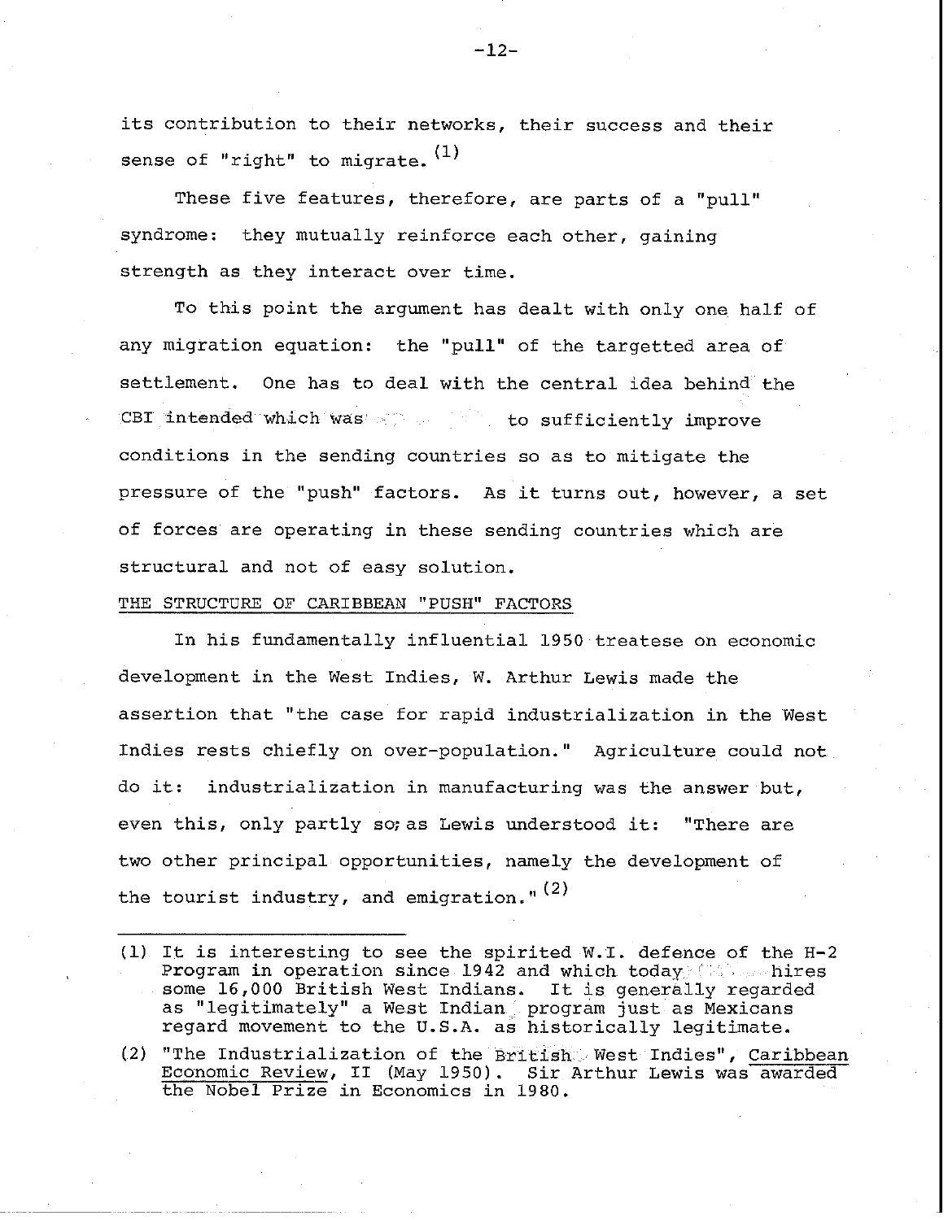its contribution to their networks, their success and their sense of "right" to migrate.[1]

These five features, therefore, are parts of a "pull" syndrome: they mutually reinforce each other, gaining strength as they interact over time.

To this point the argument has dealt with only one half of any migration equation: the "pull" of the targetted area of settlement. One has to deal with the central idea behind the CBI intended which was to sufficiently improve conditions in the sending countries so as to mitigate the pressure of the "push" factors. As it turns out, however, a set of forces are operating in these sending countries which are structural and not of easy solution.

## THE STRUCTURE OF CARIBBEAN "PUSH" FACTORS

In his fundamentally influential 1950 treatese on economic development in the West Indies, W. Arthur Lewis made the assertion that "the case for rapid industrialization in the West Indies rests chiefly on over-population." Agriculture could not do it: industrialization in manufacturing was the answer but, even this, only partly so; as Lewis understood it: "There are two other principal opportunities, namely the development of the tourist industry, and emigration."[2]

---

(1) It is interesting to see the spirited W.I. defence of the H-2 Program in operation since 1942 and which today hires some 16,000 British West Indians. It is generally regarded as "legitimately" a West Indian program just as Mexicans regard movement to the U.S.A. as historically legitimate.

(2) "The Industrialization of the British West Indies", Caribbean Economic Review, II (May 1950). Sir Arthur Lewis was awarded the Nobel Prize in Economics in 1980.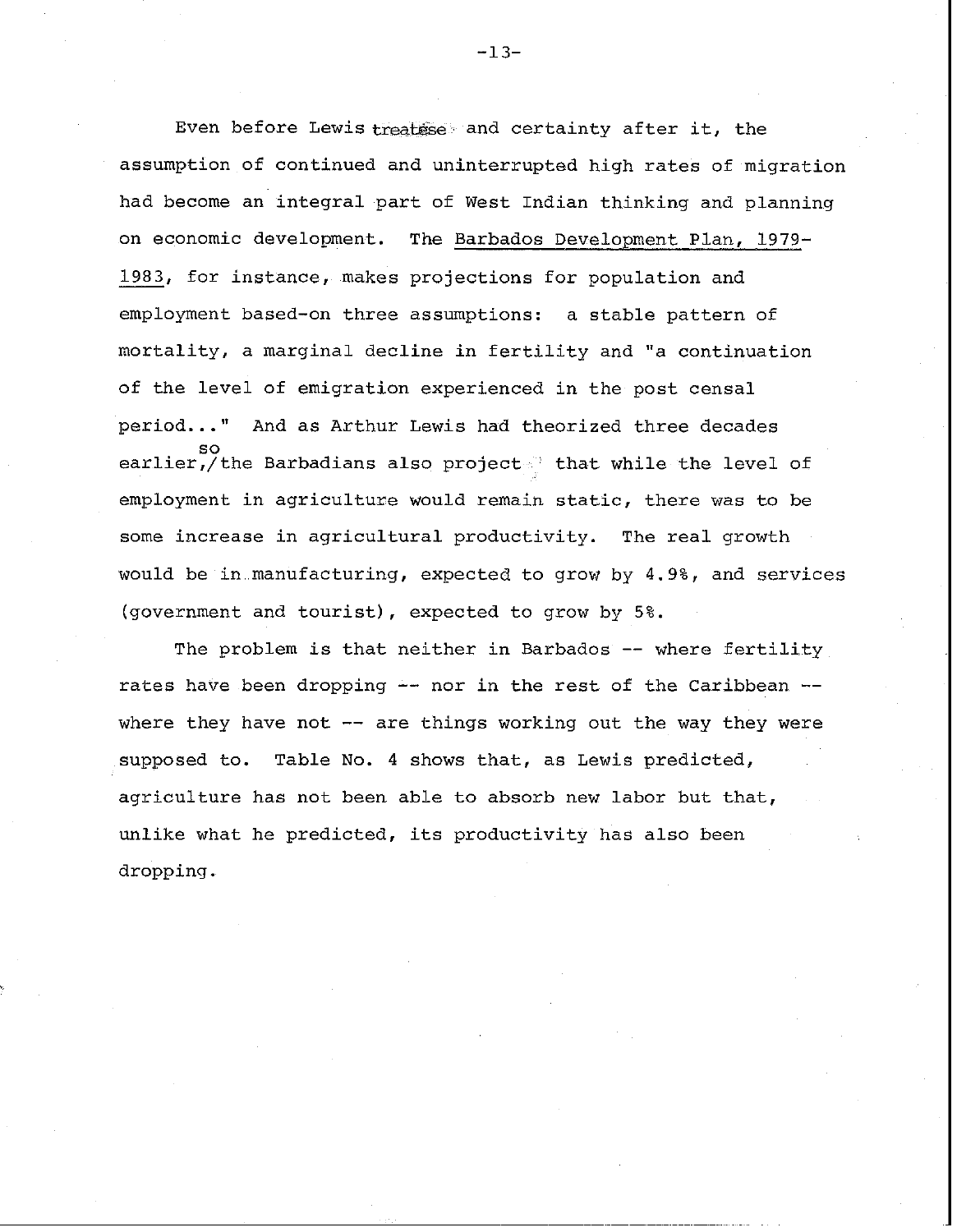Even before Lewis treatise and certainty after it, the assumption of continued and uninterrupted high rates of migration had become an integral part of West Indian thinking and planning on economic development. The Barbados Development Plan, 1979-1983, for instance, makes projections for population and employment based-on three assumptions: a stable pattern of mortality, a marginal decline in fertility and "a continuation of the level of emigration experienced in the post censal period..." And as Arthur Lewis had theorized three decades earlier, so the Barbadians also project that while the level of employment in agriculture would remain static, there was to be some increase in agricultural productivity. The real growth would be in manufacturing, expected to grow by 4.9%, and services (government and tourist), expected to grow by 5%.

The problem is that neither in Barbados -- where fertility rates have been dropping -- nor in the rest of the Caribbean -- where they have not -- are things working out the way they were supposed to. Table No. 4 shows that, as Lewis predicted, agriculture has not been able to absorb new labor but that, unlike what he predicted, its productivity has also been dropping.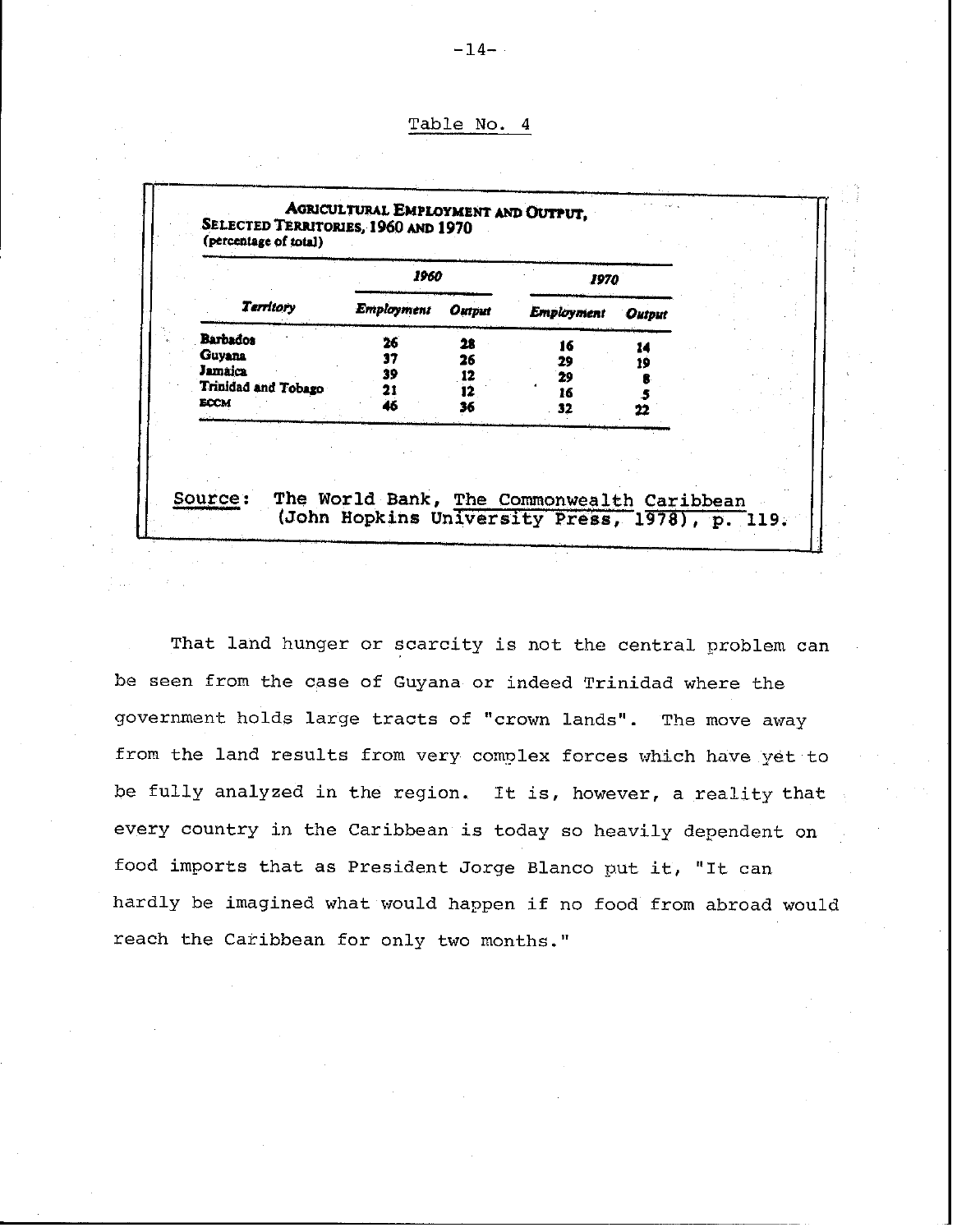Table No. 4

**AGRICULTURAL EMPLOYMENT AND OUTPUT, SELECTED TERRITORIES, 1960 AND 1970**
(percentage of total)

| *Territory* | *1960* | | *1970* | |
|---|---|---|---|---|
| | *Employment* | *Output* | *Employment* | *Output* |
| **Barbados** | **26** | **28** | **16** | **14** |
| **Guyana** | **37** | **26** | **29** | **19** |
| **Jamaica** | **39** | **12** | **29** | **8** |
| **Trinidad and Tobago** | **21** | **12** | **16** | **5** |
| **ECCM** | **46** | **36** | **32** | **22** |

Source: The World Bank, The Commonwealth Caribbean (John Hopkins University Press, 1978), p. 119.

That land hunger or scarcity is not the central problem can be seen from the case of Guyana or indeed Trinidad where the government holds large tracts of "crown lands". The move away from the land results from very complex forces which have yet to be fully analyzed in the region. It is, however, a reality that every country in the Caribbean is today so heavily dependent on food imports that as President Jorge Blanco put it, "It can hardly be imagined what would happen if no food from abroad would reach the Caribbean for only two months."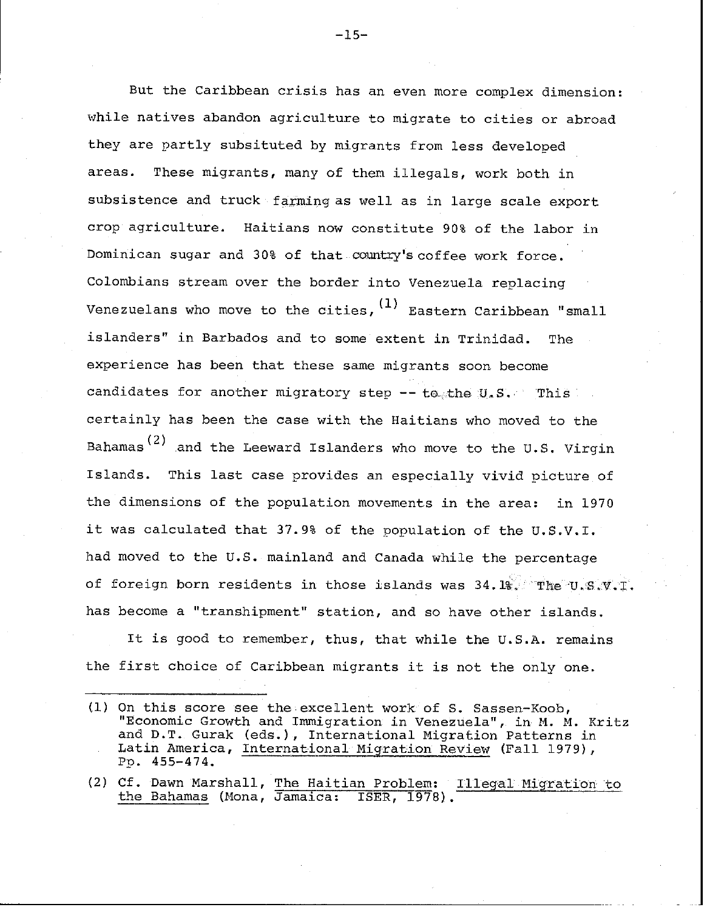But the Caribbean crisis has an even more complex dimension: while natives abandon agriculture to migrate to cities or abroad they are partly subsituted by migrants from less developed areas. These migrants, many of them illegals, work both in subsistence and truck farming as well as in large scale export crop agriculture. Haitians now constitute 90% of the labor in Dominican sugar and 30% of that country's coffee work force. Colombians stream over the border into Venezuela replacing Venezuelans who move to the cities,[1] Eastern Caribbean "small islanders" in Barbados and to some extent in Trinidad. The experience has been that these same migrants soon become candidates for another migratory step -- to the U.S. This certainly has been the case with the Haitians who moved to the Bahamas[2] and the Leeward Islanders who move to the U.S. Virgin Islands. This last case provides an especially vivid picture of the dimensions of the population movements in the area: in 1970 it was calculated that 37.9% of the population of the U.S.V.I. had moved to the U.S. mainland and Canada while the percentage of foreign born residents in those islands was 34.1%. The U.S.V.I. has become a "transhipment" station, and so have other islands.

It is good to remember, thus, that while the U.S.A. remains the first choice of Caribbean migrants it is not the only one.

---

(1) On this score see the excellent work of S. Sassen-Koob, "Economic Growth and Immigration in Venezuela", in M. M. Kritz and D.T. Gurak (eds.), International Migration Patterns in Latin America, International Migration Review (Fall 1979), Pp. 455-474.

(2) Cf. Dawn Marshall, The Haitian Problem: Illegal Migration to the Bahamas (Mona, Jamaica: ISER, 1978).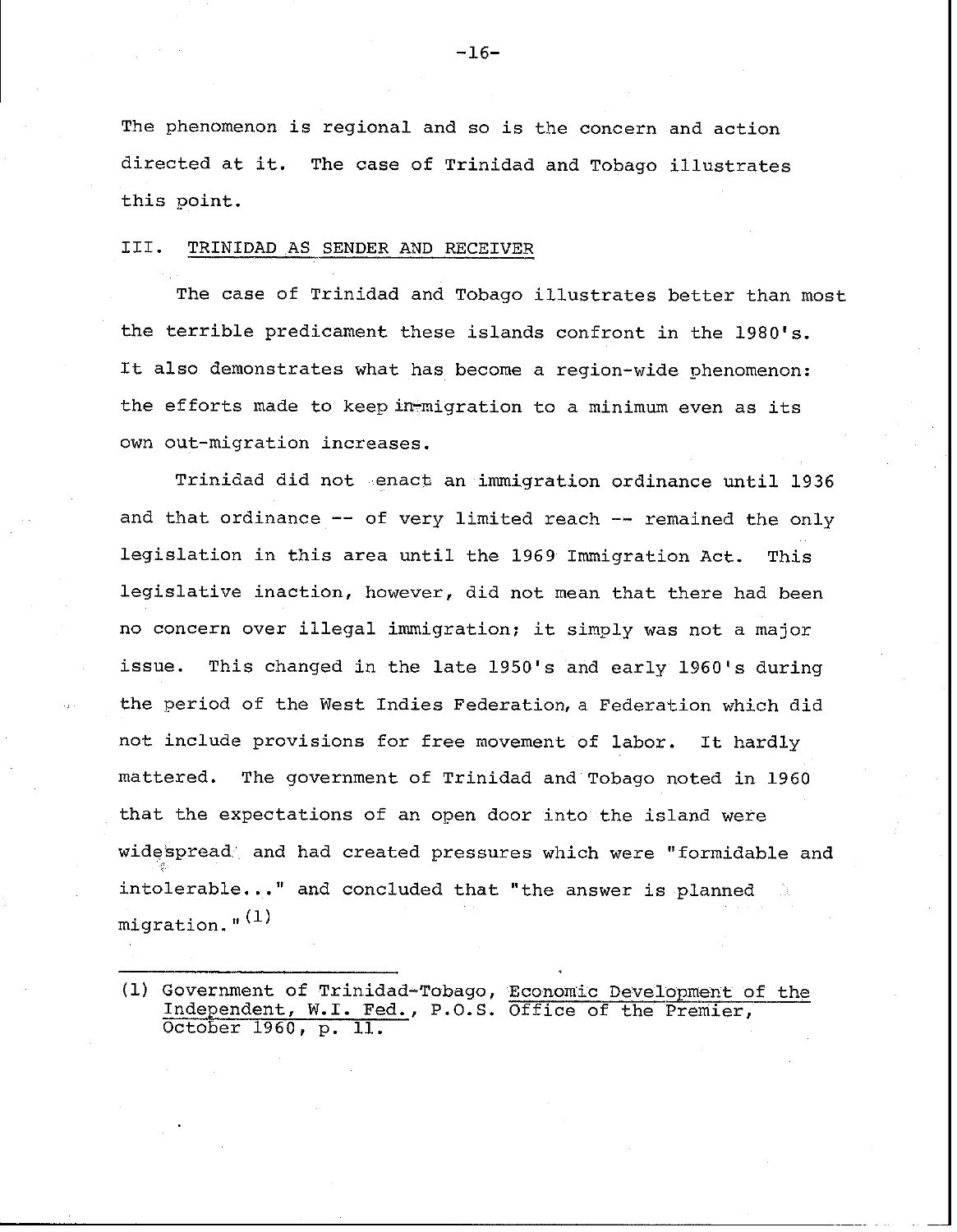The phenomenon is regional and so is the concern and action directed at it. The case of Trinidad and Tobago illustrates this point.

## III. TRINIDAD AS SENDER AND RECEIVER

The case of Trinidad and Tobago illustrates better than most the terrible predicament these islands confront in the 1980's. It also demonstrates what has become a region-wide phenomenon: the efforts made to keep in-migration to a minimum even as its own out-migration increases.

Trinidad did not enact an immigration ordinance until 1936 and that ordinance -- of very limited reach -- remained the only legislation in this area until the 1969 Immigration Act. This legislative inaction, however, did not mean that there had been no concern over illegal immigration; it simply was not a major issue. This changed in the late 1950's and early 1960's during the period of the West Indies Federation, a Federation which did not include provisions for free movement of labor. It hardly mattered. The government of Trinidad and Tobago noted in 1960 that the expectations of an open door into the island were widespread and had created pressures which were "formidable and intolerable..." and concluded that "the answer is planned migration."[1]

---

(1) Government of Trinidad-Tobago, Economic Development of the Independent, W.I. Fed., P.O.S. Office of the Premier, October 1960, p. 11.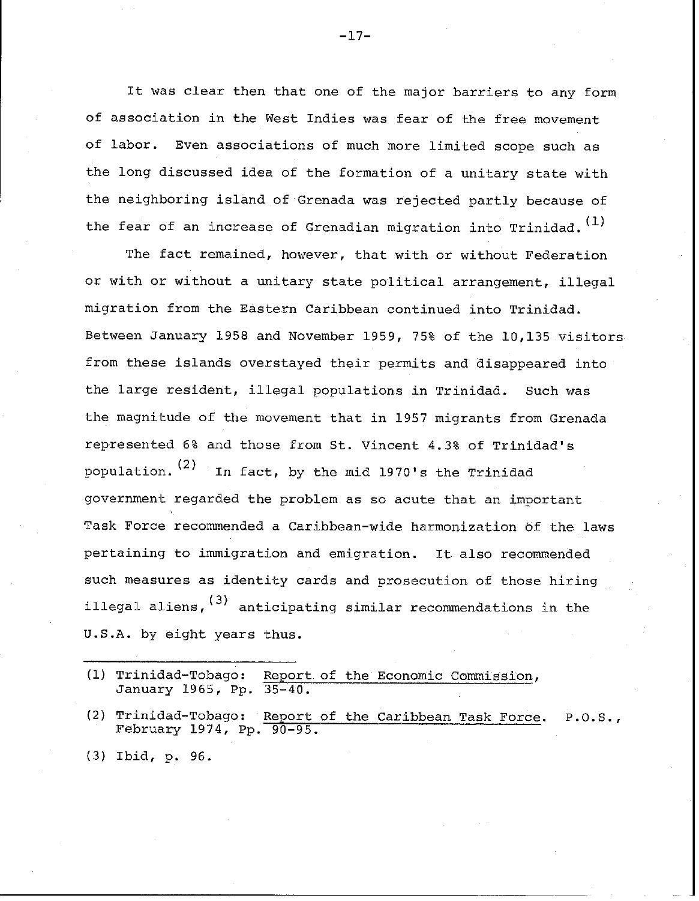It was clear then that one of the major barriers to any form of association in the West Indies was fear of the free movement of labor. Even associations of much more limited scope such as the long discussed idea of the formation of a unitary state with the neighboring island of Grenada was rejected partly because of the fear of an increase of Grenadian migration into Trinidad.[1]

The fact remained, however, that with or without Federation or with or without a unitary state political arrangement, illegal migration from the Eastern Caribbean continued into Trinidad. Between January 1958 and November 1959, 75% of the 10,135 visitors from these islands overstayed their permits and disappeared into the large resident, illegal populations in Trinidad. Such was the magnitude of the movement that in 1957 migrants from Grenada represented 6% and those from St. Vincent 4.3% of Trinidad's population.[2] In fact, by the mid 1970's the Trinidad government regarded the problem as so acute that an important Task Force recommended a Caribbean-wide harmonization of the laws pertaining to immigration and emigration. It also recommended such measures as identity cards and prosecution of those hiring illegal aliens,[3] anticipating similar recommendations in the U.S.A. by eight years thus.

---

(1) Trinidad-Tobago: Report of the Economic Commission, January 1965, Pp. 35-40.

(2) Trinidad-Tobago: Report of the Caribbean Task Force. P.O.S., February 1974, Pp. 90-95.

(3) Ibid, p. 96.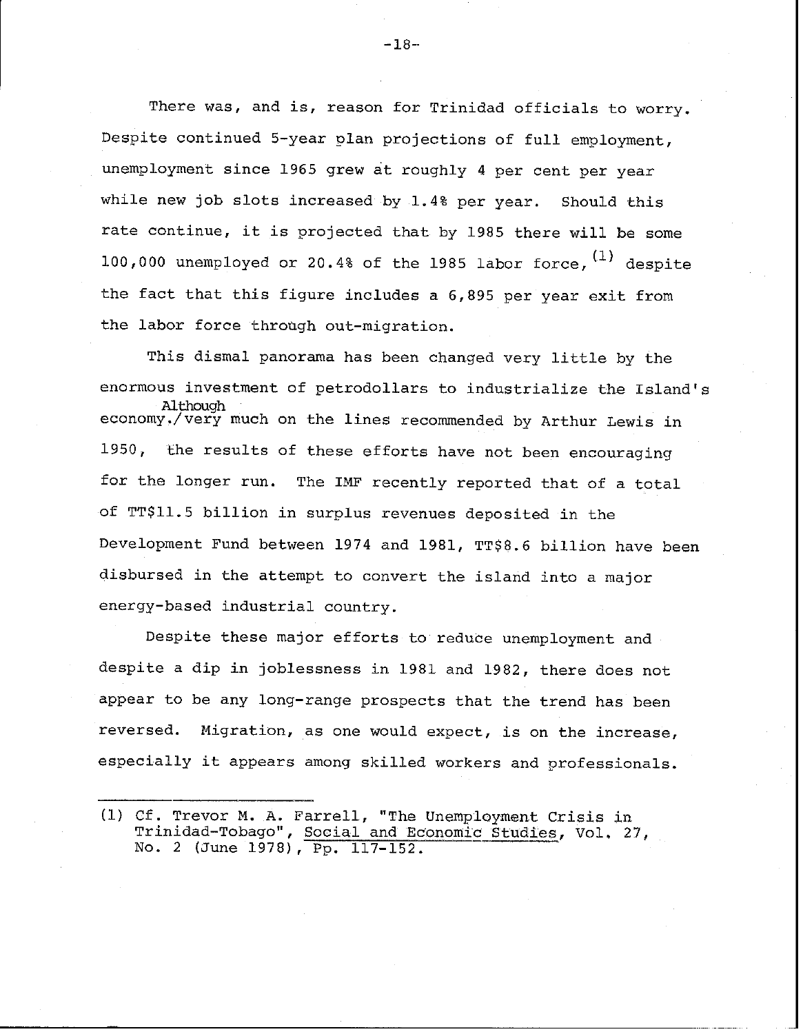There was, and is, reason for Trinidad officials to worry. Despite continued 5-year plan projections of full employment, unemployment since 1965 grew at roughly 4 per cent per year while new job slots increased by 1.4% per year. Should this rate continue, it is projected that by 1985 there will be some 100,000 unemployed or 20.4% of the 1985 labor force,[(1)] despite the fact that this figure includes a 6,895 per year exit from the labor force through out-migration.

This dismal panorama has been changed very little by the enormous investment of petrodollars to industrialize the Island's economy. Although very much on the lines recommended by Arthur Lewis in 1950, the results of these efforts have not been encouraging for the longer run. The IMF recently reported that of a total of TT$11.5 billion in surplus revenues deposited in the Development Fund between 1974 and 1981, TT$8.6 billion have been disbursed in the attempt to convert the island into a major energy-based industrial country.

Despite these major efforts to reduce unemployment and despite a dip in joblessness in 1981 and 1982, there does not appear to be any long-range prospects that the trend has been reversed. Migration, as one would expect, is on the increase, especially it appears among skilled workers and professionals.

---

(1) Cf. Trevor M. A. Farrell, "The Unemployment Crisis in Trinidad-Tobago", _Social and Economic Studies_, Vol. 27, No. 2 (June 1978), Pp. 117-152.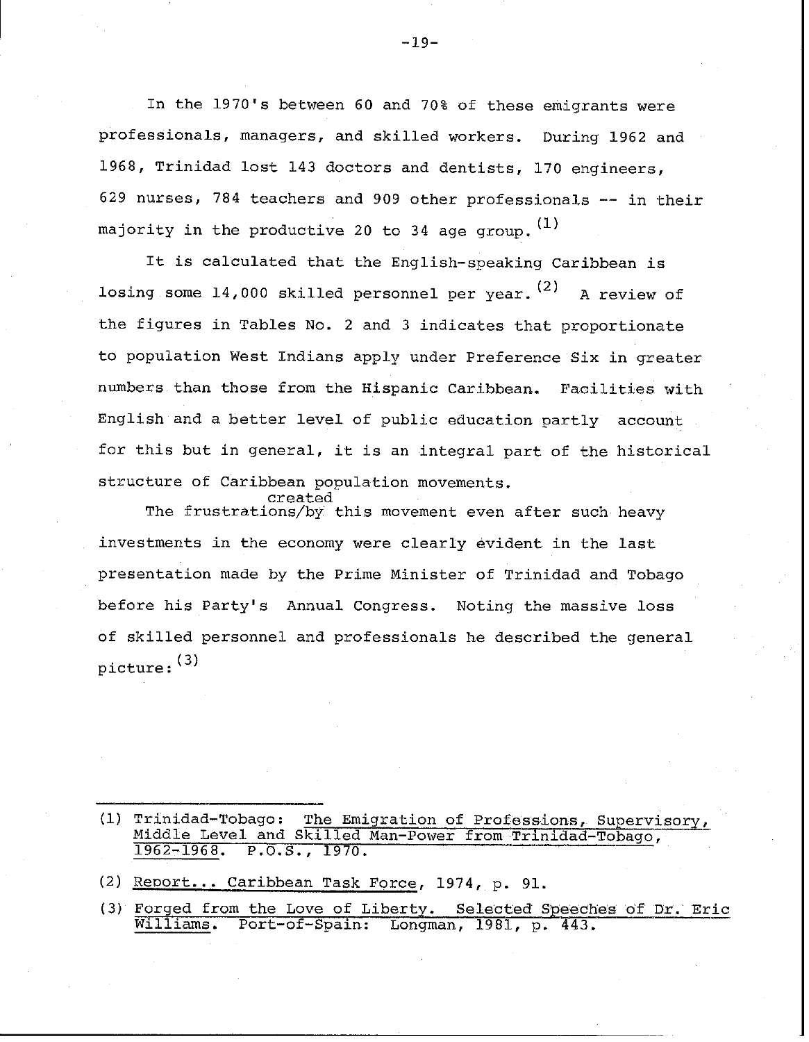In the 1970's between 60 and 70% of these emigrants were professionals, managers, and skilled workers. During 1962 and 1968, Trinidad lost 143 doctors and dentists, 170 engineers, 629 nurses, 784 teachers and 909 other professionals -- in their majority in the productive 20 to 34 age group.[1]

It is calculated that the English-speaking Caribbean is losing some 14,000 skilled personnel per year.[2] A review of the figures in Tables No. 2 and 3 indicates that proportionate to population West Indians apply under Preference Six in greater numbers than those from the Hispanic Caribbean. Facilities with English and a better level of public education partly account for this but in general, it is an integral part of the historical structure of Caribbean population movements.

The frustrations created by this movement even after such heavy investments in the economy were clearly evident in the last presentation made by the Prime Minister of Trinidad and Tobago before his Party's Annual Congress. Noting the massive loss of skilled personnel and professionals he described the general picture:[3]

---

(1) Trinidad-Tobago: The Emigration of Professions, Supervisory, Middle Level and Skilled Man-Power from Trinidad-Tobago, 1962-1968. P.O.S., 1970.

(2) Report... Caribbean Task Force, 1974, p. 91.

(3) Forged from the Love of Liberty. Selected Speeches of Dr. Eric Williams. Port-of-Spain: Longman, 1981, p. 443.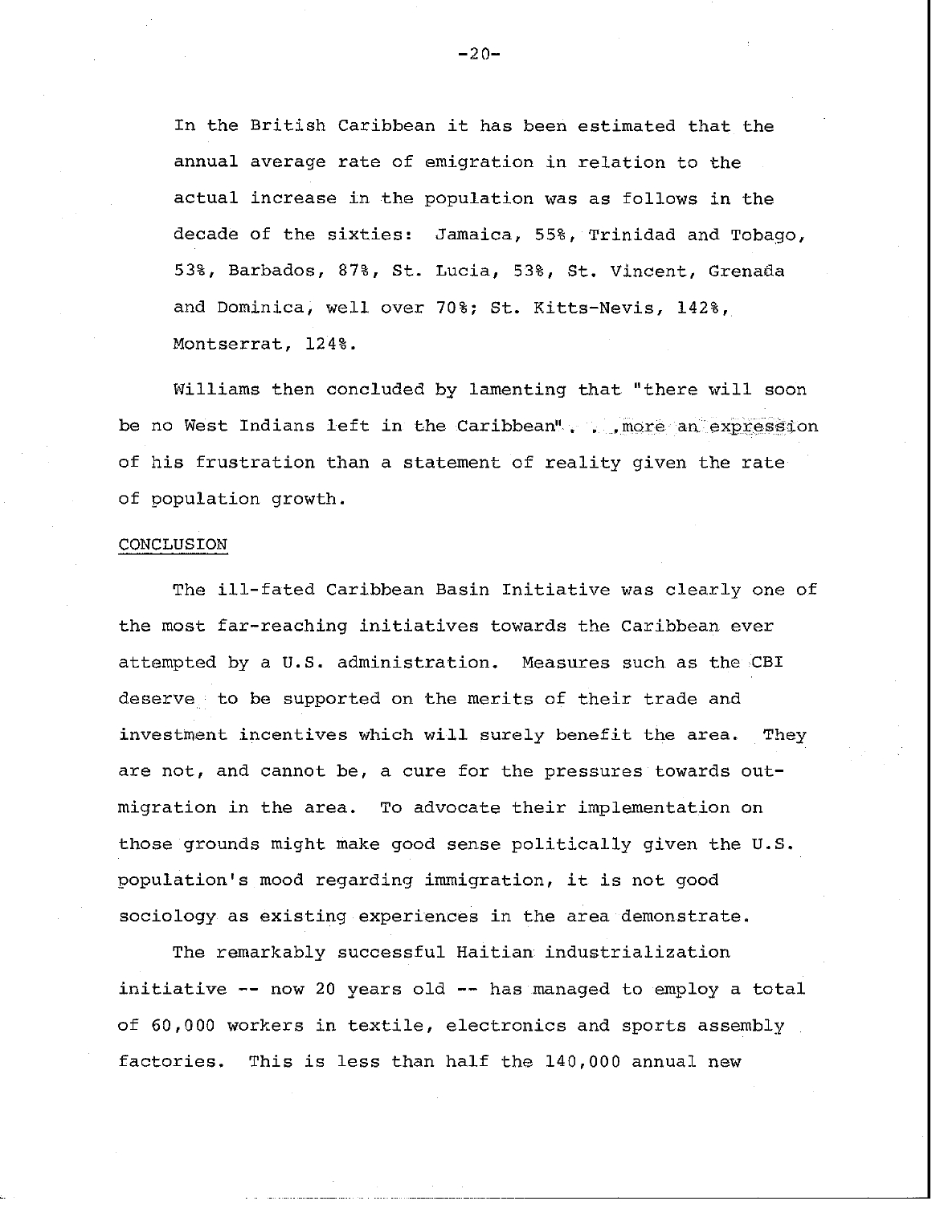In the British Caribbean it has been estimated that the annual average rate of emigration in relation to the actual increase in the population was as follows in the decade of the sixties: Jamaica, 55%, Trinidad and Tobago, 53%, Barbados, 87%, St. Lucia, 53%, St. Vincent, Grenada and Dominica, well over 70%; St. Kitts-Nevis, 142%, Montserrat, 124%.

Williams then concluded by lamenting that "there will soon be no West Indians left in the Caribbean". . .,more an expression of his frustration than a statement of reality given the rate of population growth.

CONCLUSION

The ill-fated Caribbean Basin Initiative was clearly one of the most far-reaching initiatives towards the Caribbean ever attempted by a U.S. administration. Measures such as the CBI deserve to be supported on the merits of their trade and investment incentives which will surely benefit the area. They are not, and cannot be, a cure for the pressures towards out-migration in the area. To advocate their implementation on those grounds might make good sense politically given the U.S. population's mood regarding immigration, it is not good sociology as existing experiences in the area demonstrate.

The remarkably successful Haitian industrialization initiative -- now 20 years old -- has managed to employ a total of 60,000 workers in textile, electronics and sports assembly factories. This is less than half the 140,000 annual new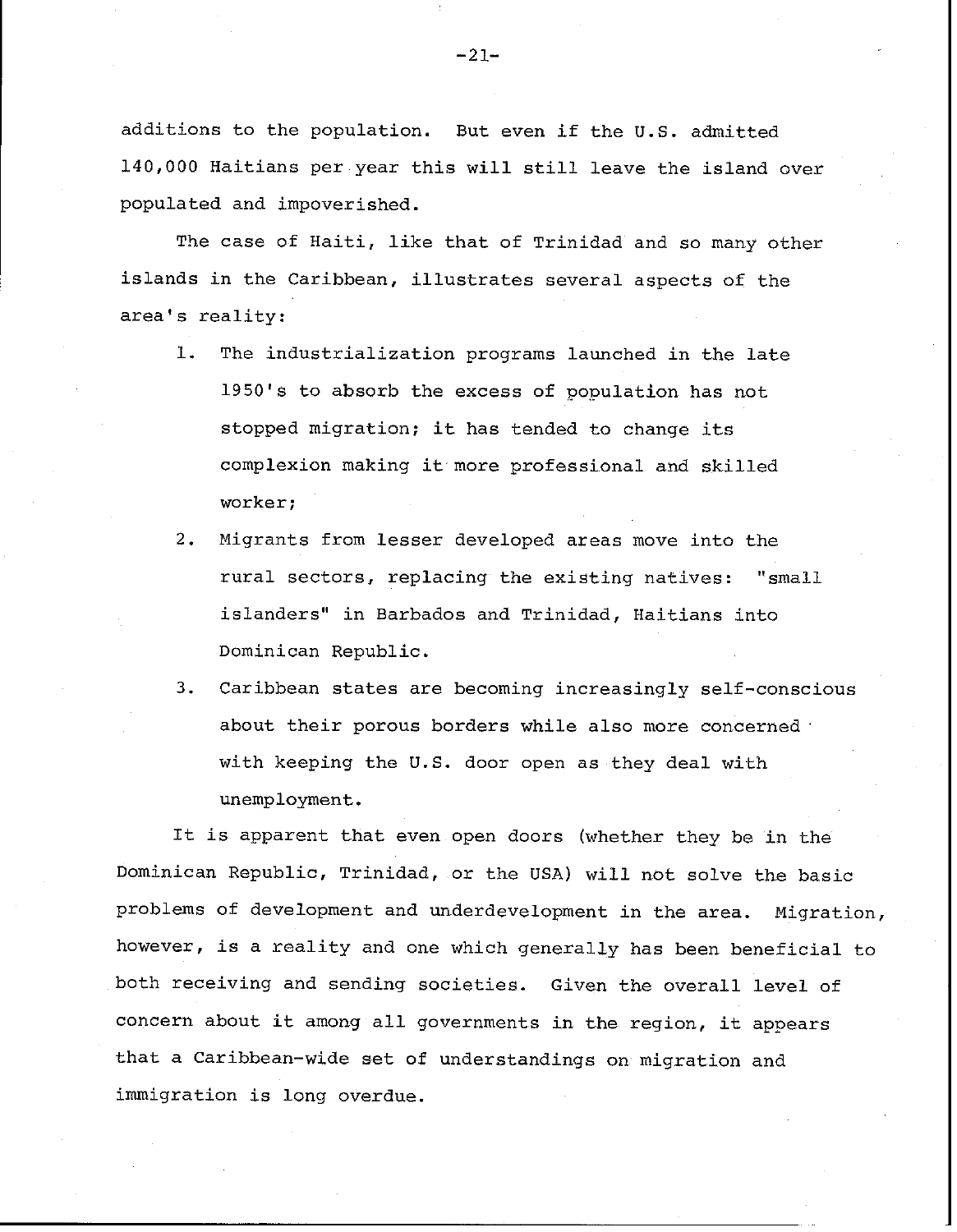additions to the population. But even if the U.S. admitted 140,000 Haitians per year this will still leave the island over populated and impoverished.

The case of Haiti, like that of Trinidad and so many other islands in the Caribbean, illustrates several aspects of the area's reality:

1. The industrialization programs launched in the late 1950's to absorb the excess of population has not stopped migration; it has tended to change its complexion making it more professional and skilled worker;
2. Migrants from lesser developed areas move into the rural sectors, replacing the existing natives: "small islanders" in Barbados and Trinidad, Haitians into Dominican Republic.
3. Caribbean states are becoming increasingly self-conscious about their porous borders while also more concerned with keeping the U.S. door open as they deal with unemployment.

It is apparent that even open doors (whether they be in the Dominican Republic, Trinidad, or the USA) will not solve the basic problems of development and underdevelopment in the area. Migration, however, is a reality and one which generally has been beneficial to both receiving and sending societies. Given the overall level of concern about it among all governments in the region, it appears that a Caribbean-wide set of understandings on migration and immigration is long overdue.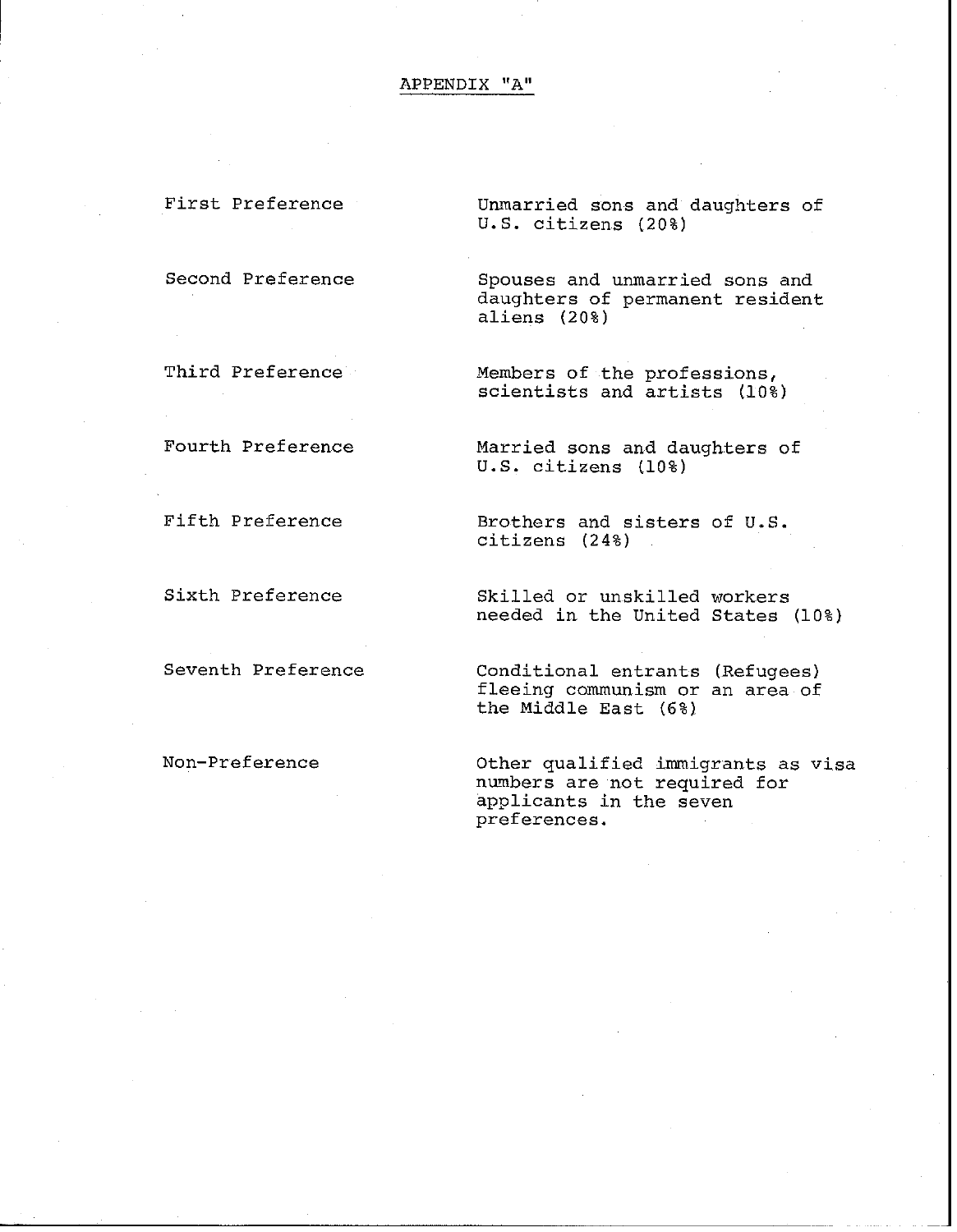APPENDIX "A"

| | |
|---|---|
| First Preference | Unmarried sons and daughters of U.S. citizens (20%) |
| Second Preference | Spouses and unmarried sons and daughters of permanent resident aliens (20%) |
| Third Preference | Members of the professions, scientists and artists (10%) |
| Fourth Preference | Married sons and daughters of U.S. citizens (10%) |
| Fifth Preference | Brothers and sisters of U.S. citizens (24%) |
| Sixth Preference | Skilled or unskilled workers needed in the United States (10%) |
| Seventh Preference | Conditional entrants (Refugees) fleeing communism or an area of the Middle East (6%) |
| Non-Preference | Other qualified immigrants as visa numbers are not required for applicants in the seven preferences. |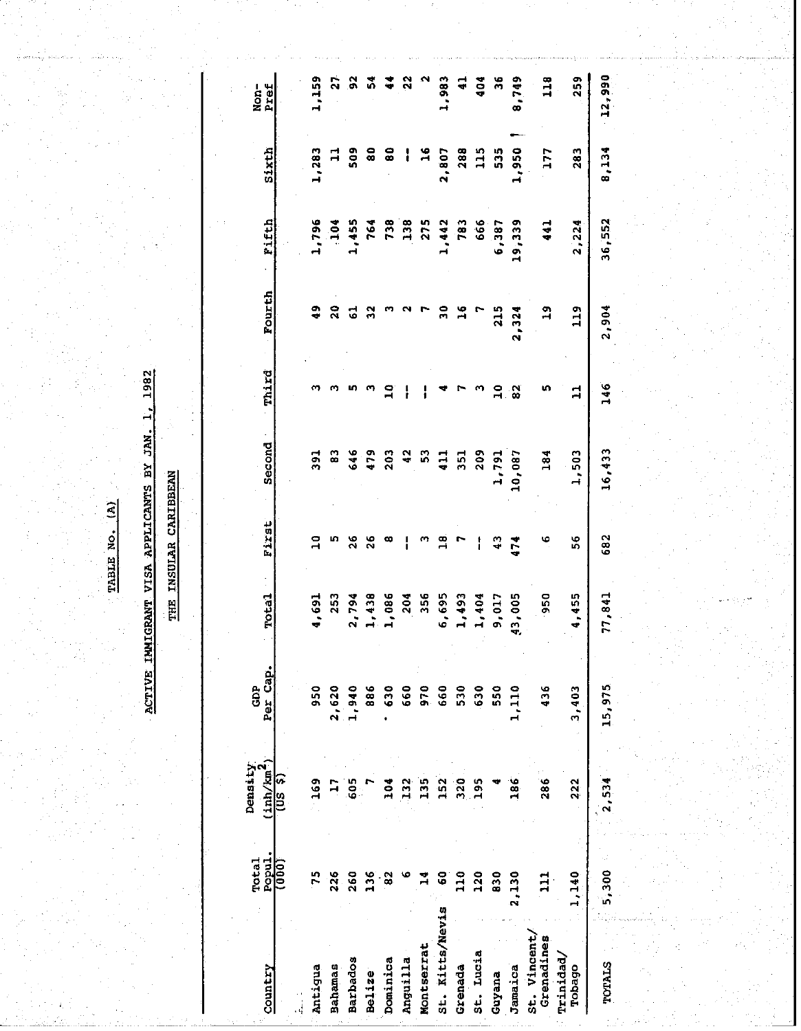TABLE No. (A)

ACTIVE IMMIGRANT VISA APPLICANTS BY JAN. 1, 1982

THE INSULAR CARIBBEAN

| Country | Total Popul. (000) | Density (inh/km$^2$) (US $) | GDP Per Cap. | Total | First | Second | Third | Fourth | Fifth | Sixth | Non-Pref |
|---|---|---|---|---|---|---|---|---|---|---|---|
| Antigua | 75 | 169 | 950 | 4,691 | 10 | 391 | 3 | 49 | 1,796 | 1,283 | 1,159 |
| Bahamas | 226 | 17 | 2,620 | 253 | 5 | 83 | 3 | 20 | 104 | 11 | 27 |
| Barbados | 260 | 605 | 1,940 | 2,794 | 26 | 646 | 5 | 61 | 1,455 | 509 | 92 |
| Belize | 136 | 7 | 886 | 1,438 | 26 | 479 | 3 | 32 | 764 | 80 | 54 |
| Dominica | 82 | 104 | 630 | 1,086 | 8 | 203 | 10 | 3 | 738 | 80 | 44 |
| Anguilla | 6 | 132 | 660 | 204 | -- | 42 | -- | 2 | 138 | -- | 22 |
| Montserrat | 14 | 135 | 970 | 356 | 3 | 53 | -- | 7 | 275 | 16 | 2 |
| St. Kitts/Nevis | 60 | 152 | 660 | 6,695 | 18 | 411 | 4 | 30 | 1,442 | 2,807 | 1,983 |
| Grenada | 110 | 320 | 530 | 1,493 | 7 | 351 | 7 | 16 | 783 | 288 | 41 |
| St. Lucia | 120 | 195 | 630 | 1,404 | -- | 209 | 3 | 7 | 666 | 115 | 404 |
| Guyana | 830 | 4 | 550 | 9,017 | 43 | 1,791 | 10 | 215 | 6,387 | 535 | 36 |
| Jamaica | 2,130 | 186 | 1,110 | 43,005 | 474 | 10,087 | 82 | 2,324 | 19,339 | 1,950 | 8,749 |
| St. Vincent/ Grenadines | 111 | 286 | 436 | 950 | 6 | 184 | 5 | 19 | 441 | 177 | 118 |
| Trinidad/ Tobago | 1,140 | 222 | 3,403 | 4,455 | 56 | 1,503 | 11 | 119 | 2,224 | 283 | 259 |
| TOTALS | 5,300 | 2,534 | 15,975 | 77,841 | 682 | 16,433 | 146 | 2,904 | 36,552 | 8,134 | 12,990 |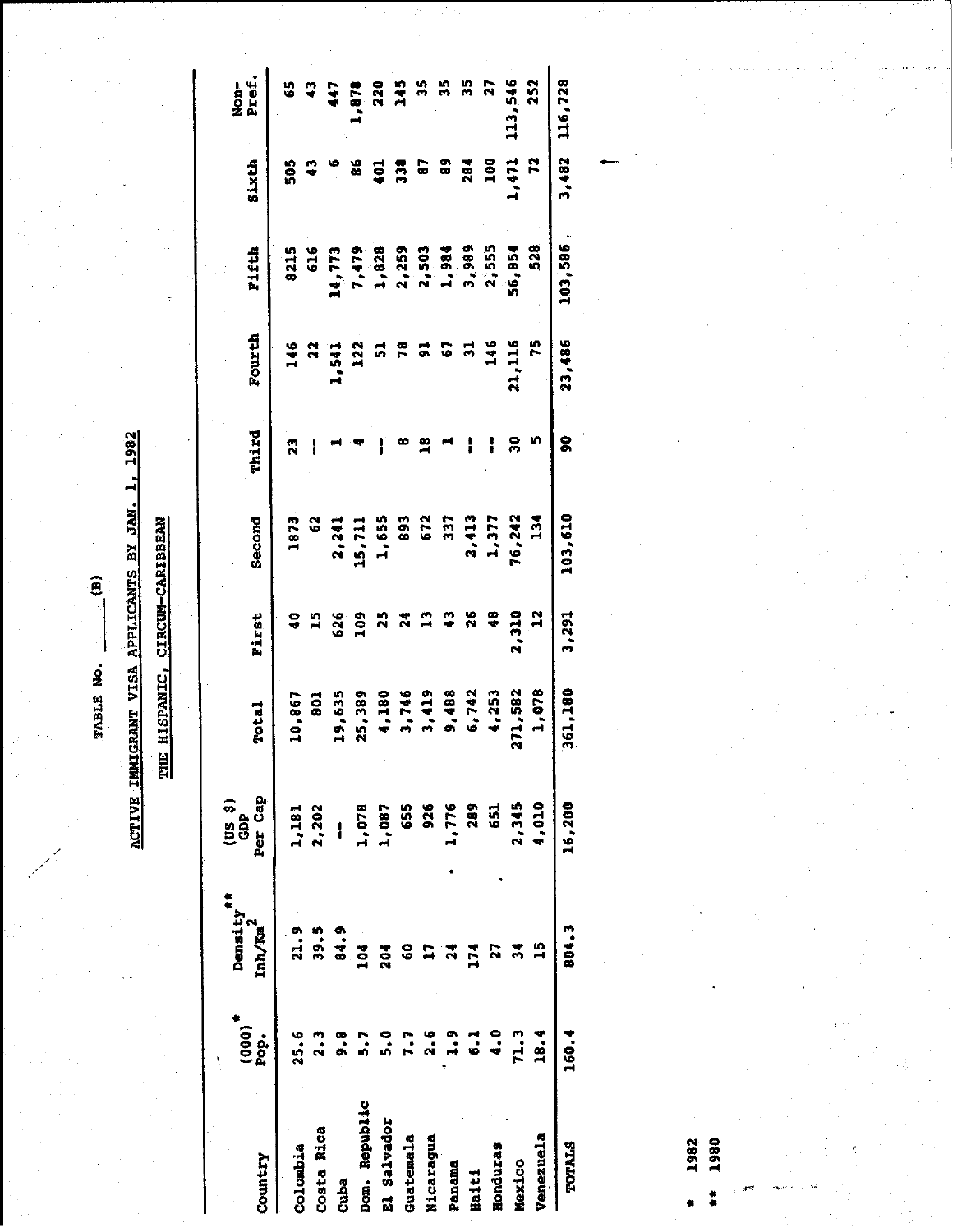TABLE No. ______(B)

ACTIVE IMMIGRANT VISA APPLICANTS BY JAN. 1, 1982

THE HISPANIC, CIRCUM-CARIBBEAN

| Country | (000)* Pop. | Density** Inh/Km$^2$ | (US $) GDP Per Cap | Total | First | Second | Third | Fourth | Fifth | Sixth | Non-Pref. |
|---|---|---|---|---|---|---|---|---|---|---|---|
| Colombia | 25.6 | 21.9 | 1,181 | 10,867 | 40 | 1873 | 23 | 146 | 8215 | 505 | 65 |
| Costa Rica | 2.3 | 39.5 | 2,202 | 801 | 15 | 62 | -- | 22 | 616 | 43 | 43 |
| Cuba | 9.8 | 84.9 | -- | 19,635 | 626 | 2,241 | 1 | 1,541 | 14,773 | 6 | 447 |
| Dom. Republic | 5.7 | 104 | 1,078 | 25,389 | 109 | 15,711 | 4 | 122 | 7,479 | 86 | 1,878 |
| El Salvador | 5.0 | 204 | 1,087 | 4,180 | 25 | 1,655 | -- | 51 | 1,828 | 401 | 220 |
| Guatemala | 7.7 | 60 | 655 | 3,746 | 24 | 893 | 8 | 78 | 2,259 | 338 | 145 |
| Nicaragua | 2.6 | 17 | 926 | 3,419 | 13 | 672 | 18 | 91 | 2,503 | 87 | 35 |
| Panama | 1.9 | 24 | 1,776 | 9,488 | 43 | 337 | 1 | 67 | 1,984 | 89 | 35 |
| Haiti | 6.1 | 174 | 289 | 6,742 | 26 | 2,413 | -- | 31 | 3,989 | 284 | 35 |
| Honduras | 4.0 | 27 | 651 | 4,253 | 48 | 1,377 | -- | 146 | 2,555 | 100 | 27 |
| Mexico | 71.3 | 34 | 2,345 | 271,582 | 2,310 | 76,242 | 30 | 21,116 | 56,854 | 1,471 | 113,546 |
| Venezuela | 18.4 | 15 | 4,010 | 1,078 | 12 | 134 | 5 | 75 | 528 | 72 | 252 |
| TOTALS | 160.4 | 804.3 | 16,200 | 361,180 | 3,291 | 103,610 | 90 | 23,486 | 103,586 | 3,482 | 116,728 |

\* 1982

\*\* 1980